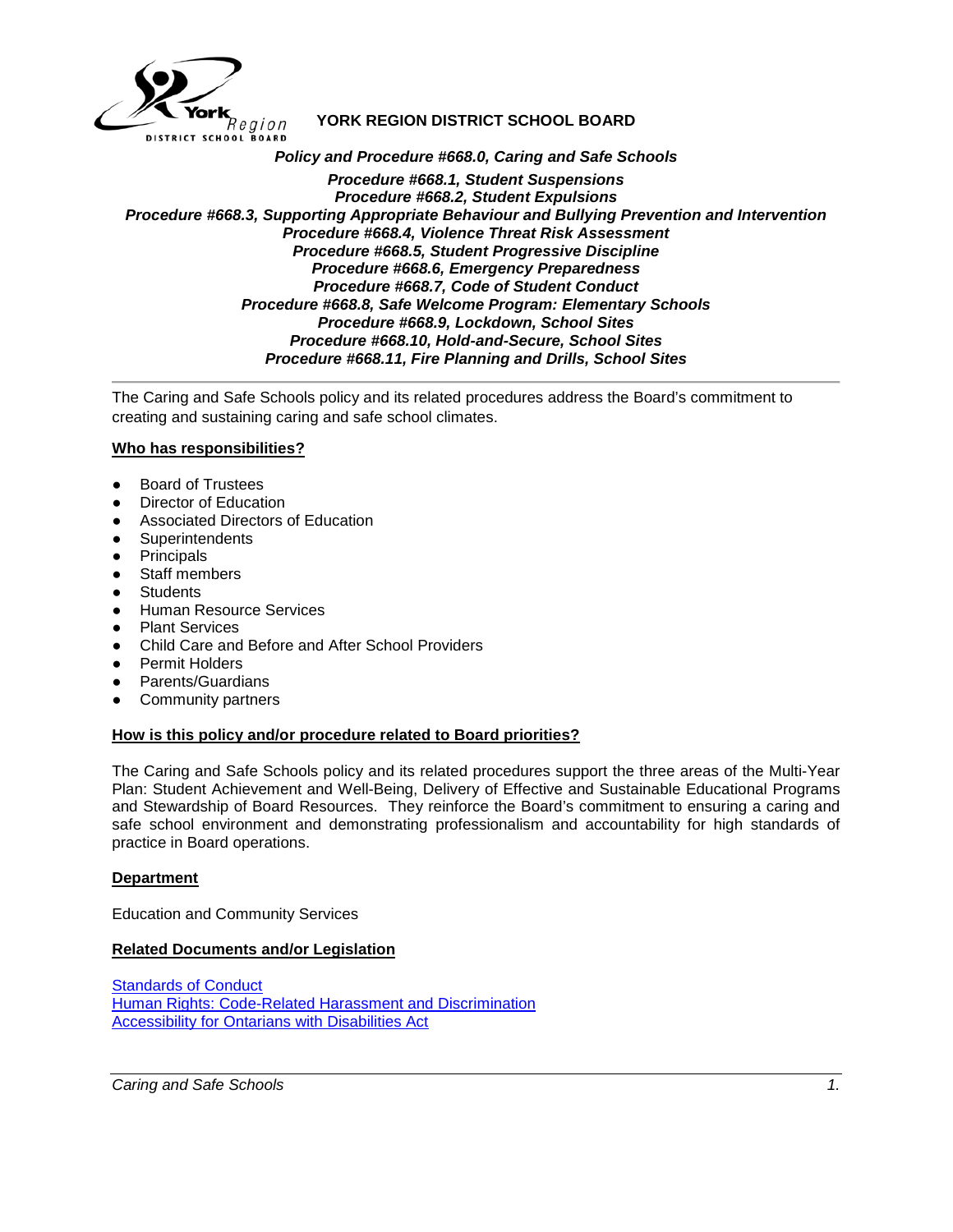**YORK REGION DISTRICT SCHOOL BOARD**

***Policy and Procedure #668.0, Caring and Safe Schools***

***Procedure #668.1, Student Suspensions***
***Procedure #668.2, Student Expulsions***
***Procedure #668.3, Supporting Appropriate Behaviour and Bullying Prevention and Intervention***
***Procedure #668.4, Violence Threat Risk Assessment***
***Procedure #668.5, Student Progressive Discipline***
***Procedure #668.6, Emergency Preparedness***
***Procedure #668.7, Code of Student Conduct***
***Procedure #668.8, Safe Welcome Program: Elementary Schools***
***Procedure #668.9, Lockdown, School Sites***
***Procedure #668.10, Hold-and-Secure, School Sites***
***Procedure #668.11, Fire Planning and Drills, School Sites***

---

The Caring and Safe Schools policy and its related procedures address the Board's commitment to creating and sustaining caring and safe school climates.

## Who has responsibilities?

- Board of Trustees
- Director of Education
- Associated Directors of Education
- Superintendents
- Principals
- Staff members
- Students
- Human Resource Services
- Plant Services
- Child Care and Before and After School Providers
- Permit Holders
- Parents/Guardians
- Community partners

## How is this policy and/or procedure related to Board priorities?

The Caring and Safe Schools policy and its related procedures support the three areas of the Multi-Year Plan: Student Achievement and Well-Being, Delivery of Effective and Sustainable Educational Programs and Stewardship of Board Resources. They reinforce the Board's commitment to ensuring a caring and safe school environment and demonstrating professionalism and accountability for high standards of practice in Board operations.

## Department

Education and Community Services

## Related Documents and/or Legislation

Standards of Conduct
Human Rights: Code-Related Harassment and Discrimination
Accessibility for Ontarians with Disabilities Act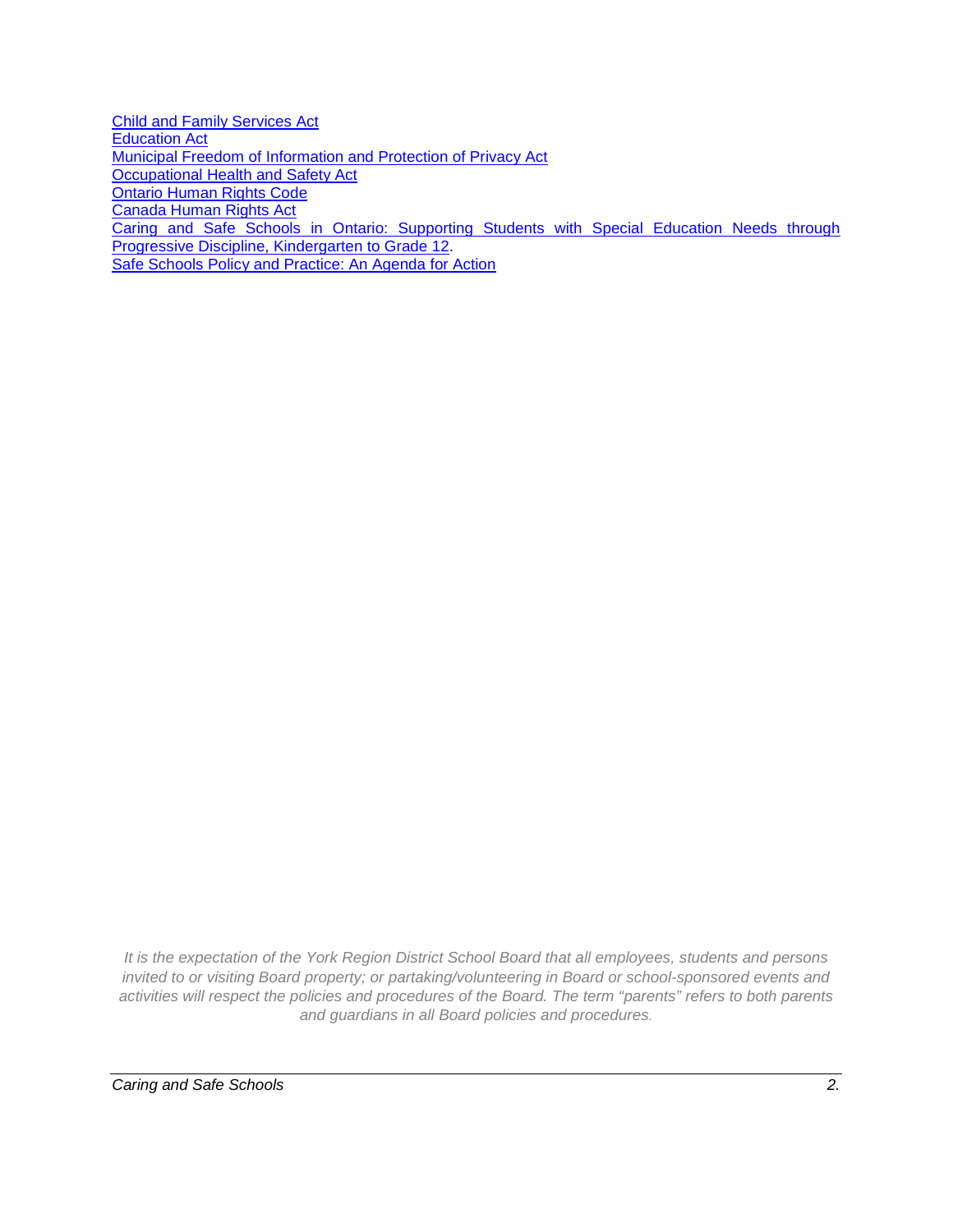Child and Family Services Act
Education Act
Municipal Freedom of Information and Protection of Privacy Act
Occupational Health and Safety Act
Ontario Human Rights Code
Canada Human Rights Act
Caring and Safe Schools in Ontario: Supporting Students with Special Education Needs through Progressive Discipline, Kindergarten to Grade 12.
Safe Schools Policy and Practice: An Agenda for Action

*It is the expectation of the York Region District School Board that all employees, students and persons invited to or visiting Board property; or partaking/volunteering in Board or school-sponsored events and activities will respect the policies and procedures of the Board. The term "parents" refers to both parents and guardians in all Board policies and procedures.*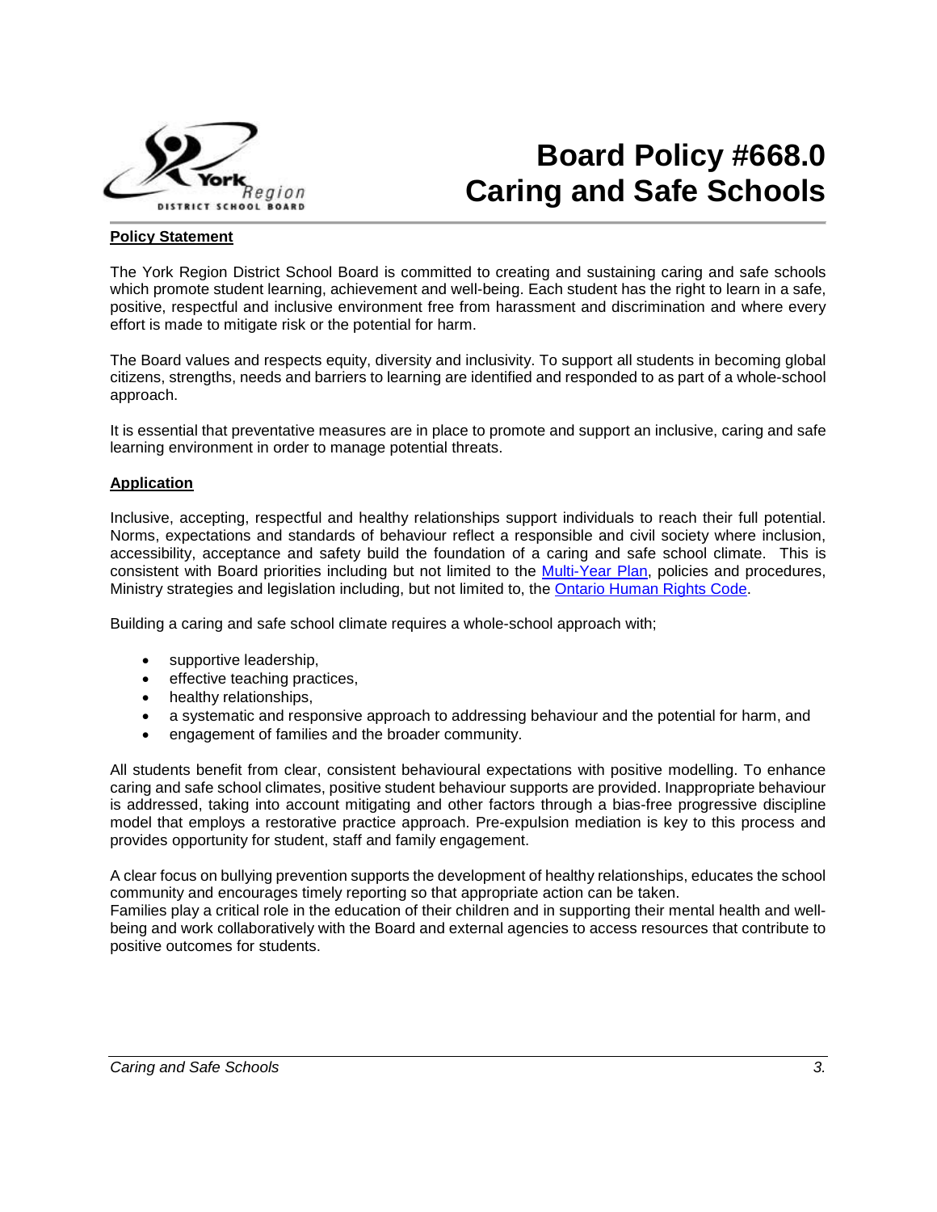# Board Policy #668.0
# Caring and Safe Schools

**Policy Statement**

The York Region District School Board is committed to creating and sustaining caring and safe schools which promote student learning, achievement and well-being. Each student has the right to learn in a safe, positive, respectful and inclusive environment free from harassment and discrimination and where every effort is made to mitigate risk or the potential for harm.

The Board values and respects equity, diversity and inclusivity. To support all students in becoming global citizens, strengths, needs and barriers to learning are identified and responded to as part of a whole-school approach.

It is essential that preventative measures are in place to promote and support an inclusive, caring and safe learning environment in order to manage potential threats.

**Application**

Inclusive, accepting, respectful and healthy relationships support individuals to reach their full potential. Norms, expectations and standards of behaviour reflect a responsible and civil society where inclusion, accessibility, acceptance and safety build the foundation of a caring and safe school climate. This is consistent with Board priorities including but not limited to the Multi-Year Plan, policies and procedures, Ministry strategies and legislation including, but not limited to, the Ontario Human Rights Code.

Building a caring and safe school climate requires a whole-school approach with;

- supportive leadership,
- effective teaching practices,
- healthy relationships,
- a systematic and responsive approach to addressing behaviour and the potential for harm, and
- engagement of families and the broader community.

All students benefit from clear, consistent behavioural expectations with positive modelling. To enhance caring and safe school climates, positive student behaviour supports are provided. Inappropriate behaviour is addressed, taking into account mitigating and other factors through a bias-free progressive discipline model that employs a restorative practice approach. Pre-expulsion mediation is key to this process and provides opportunity for student, staff and family engagement.

A clear focus on bullying prevention supports the development of healthy relationships, educates the school community and encourages timely reporting so that appropriate action can be taken.
Families play a critical role in the education of their children and in supporting their mental health and well-being and work collaboratively with the Board and external agencies to access resources that contribute to positive outcomes for students.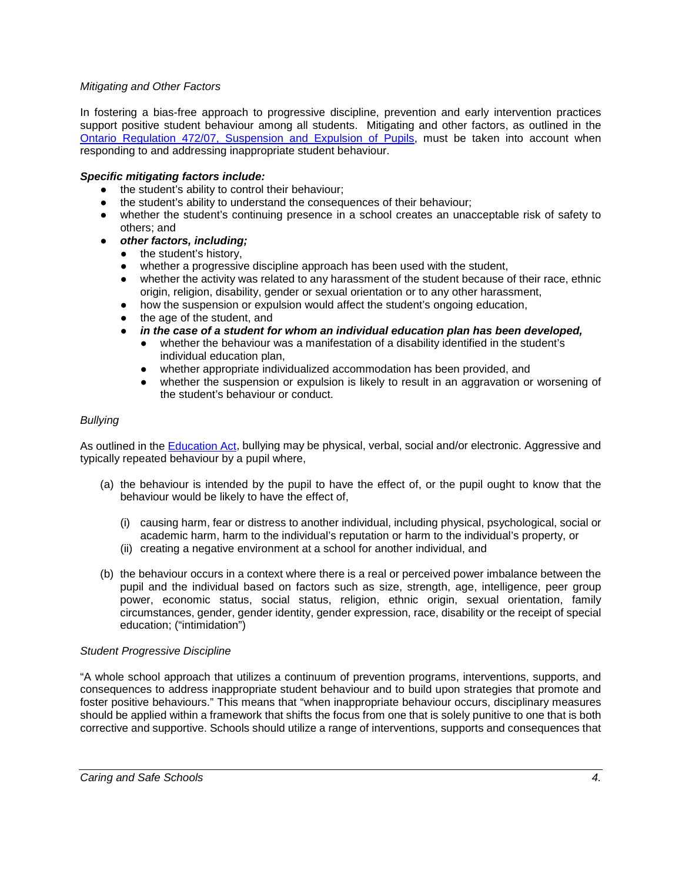*Mitigating and Other Factors*

In fostering a bias-free approach to progressive discipline, prevention and early intervention practices support positive student behaviour among all students. Mitigating and other factors, as outlined in the [Ontario Regulation 472/07, Suspension and Expulsion of Pupils](), must be taken into account when responding to and addressing inappropriate student behaviour.

***Specific mitigating factors include:***

- the student's ability to control their behaviour;
- the student's ability to understand the consequences of their behaviour;
- whether the student's continuing presence in a school creates an unacceptable risk of safety to others; and
- ***other factors, including;***
  - the student's history,
  - whether a progressive discipline approach has been used with the student,
  - whether the activity was related to any harassment of the student because of their race, ethnic origin, religion, disability, gender or sexual orientation or to any other harassment,
  - how the suspension or expulsion would affect the student's ongoing education,
  - the age of the student, and
  - ***in the case of a student for whom an individual education plan has been developed,***
    - whether the behaviour was a manifestation of a disability identified in the student's individual education plan,
    - whether appropriate individualized accommodation has been provided, and
    - whether the suspension or expulsion is likely to result in an aggravation or worsening of the student's behaviour or conduct.

*Bullying*

As outlined in the [Education Act](), bullying may be physical, verbal, social and/or electronic. Aggressive and typically repeated behaviour by a pupil where,

(a) the behaviour is intended by the pupil to have the effect of, or the pupil ought to know that the behaviour would be likely to have the effect of,

  (i) causing harm, fear or distress to another individual, including physical, psychological, social or academic harm, harm to the individual's reputation or harm to the individual's property, or

  (ii) creating a negative environment at a school for another individual, and

(b) the behaviour occurs in a context where there is a real or perceived power imbalance between the pupil and the individual based on factors such as size, strength, age, intelligence, peer group power, economic status, social status, religion, ethnic origin, sexual orientation, family circumstances, gender, gender identity, gender expression, race, disability or the receipt of special education; ("intimidation")

*Student Progressive Discipline*

"A whole school approach that utilizes a continuum of prevention programs, interventions, supports, and consequences to address inappropriate student behaviour and to build upon strategies that promote and foster positive behaviours." This means that "when inappropriate behaviour occurs, disciplinary measures should be applied within a framework that shifts the focus from one that is solely punitive to one that is both corrective and supportive. Schools should utilize a range of interventions, supports and consequences that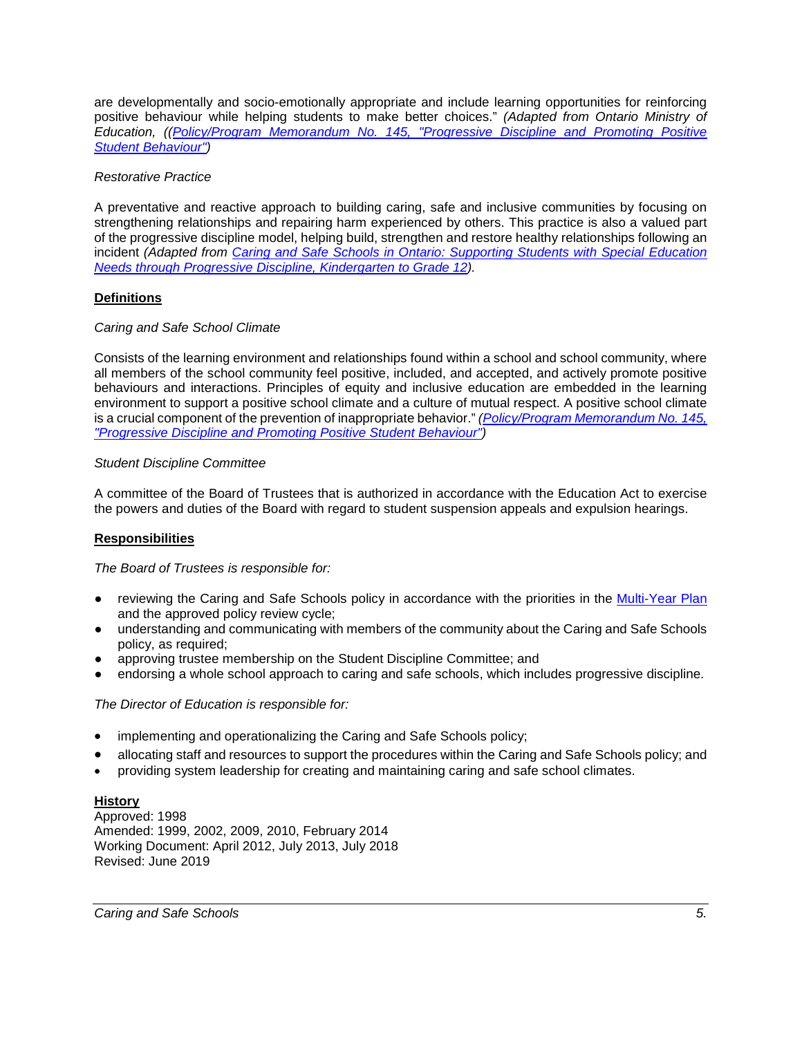are developmentally and socio-emotionally appropriate and include learning opportunities for reinforcing positive behaviour while helping students to make better choices." *(Adapted from Ontario Ministry of Education, ((Policy/Program Memorandum No. 145, "Progressive Discipline and Promoting Positive Student Behaviour")*

*Restorative Practice*

A preventative and reactive approach to building caring, safe and inclusive communities by focusing on strengthening relationships and repairing harm experienced by others. This practice is also a valued part of the progressive discipline model, helping build, strengthen and restore healthy relationships following an incident *(Adapted from Caring and Safe Schools in Ontario: Supporting Students with Special Education Needs through Progressive Discipline, Kindergarten to Grade 12).*

**Definitions**

*Caring and Safe School Climate*

Consists of the learning environment and relationships found within a school and school community, where all members of the school community feel positive, included, and accepted, and actively promote positive behaviours and interactions. Principles of equity and inclusive education are embedded in the learning environment to support a positive school climate and a culture of mutual respect. A positive school climate is a crucial component of the prevention of inappropriate behavior." *(Policy/Program Memorandum No. 145, "Progressive Discipline and Promoting Positive Student Behaviour")*

*Student Discipline Committee*

A committee of the Board of Trustees that is authorized in accordance with the Education Act to exercise the powers and duties of the Board with regard to student suspension appeals and expulsion hearings.

**Responsibilities**

*The Board of Trustees is responsible for:*

- reviewing the Caring and Safe Schools policy in accordance with the priorities in the Multi-Year Plan and the approved policy review cycle;
- understanding and communicating with members of the community about the Caring and Safe Schools policy, as required;
- approving trustee membership on the Student Discipline Committee; and
- endorsing a whole school approach to caring and safe schools, which includes progressive discipline.

*The Director of Education is responsible for:*

- implementing and operationalizing the Caring and Safe Schools policy;
- allocating staff and resources to support the procedures within the Caring and Safe Schools policy; and
- providing system leadership for creating and maintaining caring and safe school climates.

**History**

Approved: 1998
Amended: 1999, 2002, 2009, 2010, February 2014
Working Document: April 2012, July 2013, July 2018
Revised: June 2019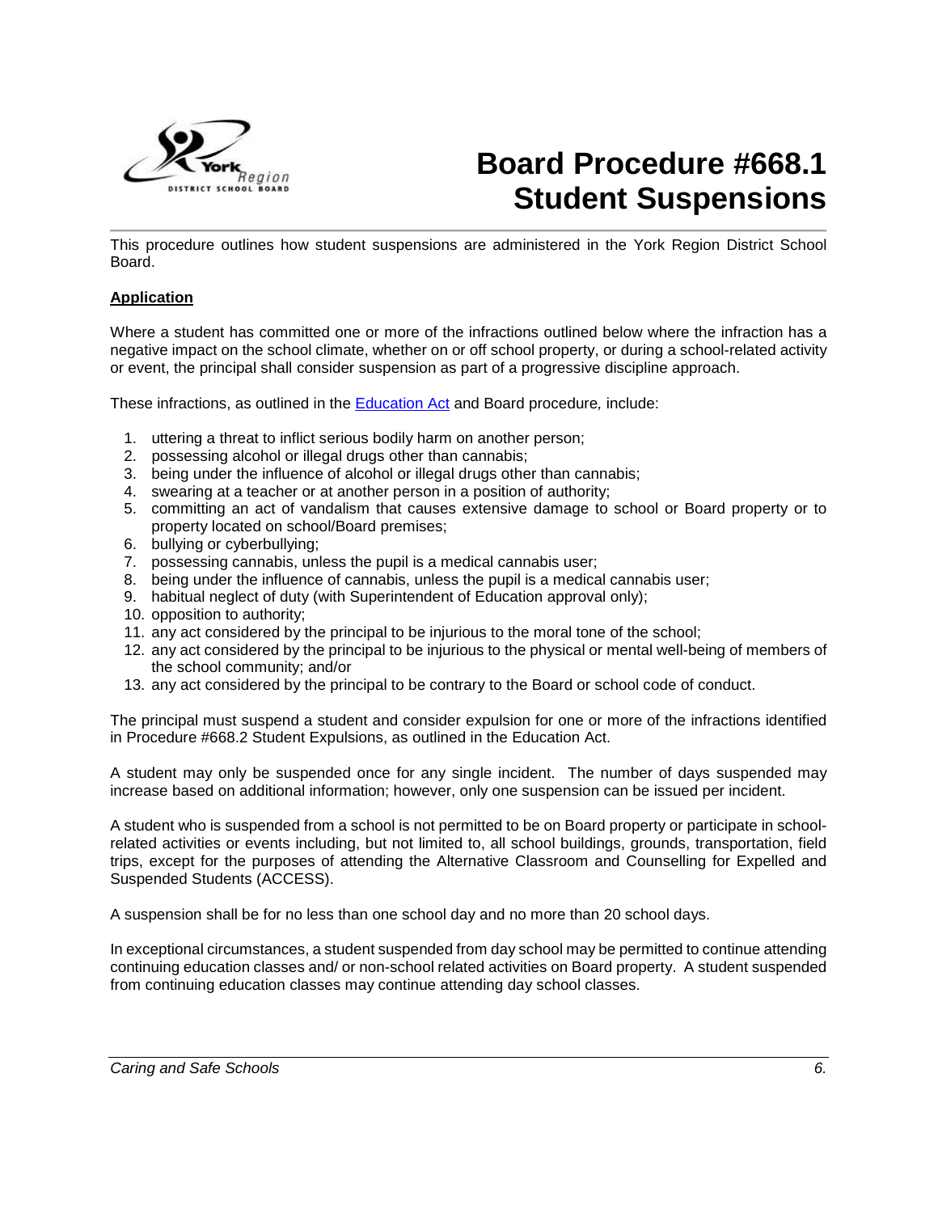# Board Procedure #668.1 Student Suspensions

This procedure outlines how student suspensions are administered in the York Region District School Board.

**Application**

Where a student has committed one or more of the infractions outlined below where the infraction has a negative impact on the school climate, whether on or off school property, or during a school-related activity or event, the principal shall consider suspension as part of a progressive discipline approach.

These infractions, as outlined in the Education Act and Board procedure*,* include:

1. uttering a threat to inflict serious bodily harm on another person;
2. possessing alcohol or illegal drugs other than cannabis;
3. being under the influence of alcohol or illegal drugs other than cannabis;
4. swearing at a teacher or at another person in a position of authority;
5. committing an act of vandalism that causes extensive damage to school or Board property or to property located on school/Board premises;
6. bullying or cyberbullying;
7. possessing cannabis, unless the pupil is a medical cannabis user;
8. being under the influence of cannabis, unless the pupil is a medical cannabis user;
9. habitual neglect of duty (with Superintendent of Education approval only);
10. opposition to authority;
11. any act considered by the principal to be injurious to the moral tone of the school;
12. any act considered by the principal to be injurious to the physical or mental well-being of members of the school community; and/or
13. any act considered by the principal to be contrary to the Board or school code of conduct.

The principal must suspend a student and consider expulsion for one or more of the infractions identified in Procedure #668.2 Student Expulsions, as outlined in the Education Act.

A student may only be suspended once for any single incident. The number of days suspended may increase based on additional information; however, only one suspension can be issued per incident.

A student who is suspended from a school is not permitted to be on Board property or participate in school-related activities or events including, but not limited to, all school buildings, grounds, transportation, field trips, except for the purposes of attending the Alternative Classroom and Counselling for Expelled and Suspended Students (ACCESS).

A suspension shall be for no less than one school day and no more than 20 school days.

In exceptional circumstances, a student suspended from day school may be permitted to continue attending continuing education classes and/ or non-school related activities on Board property. A student suspended from continuing education classes may continue attending day school classes.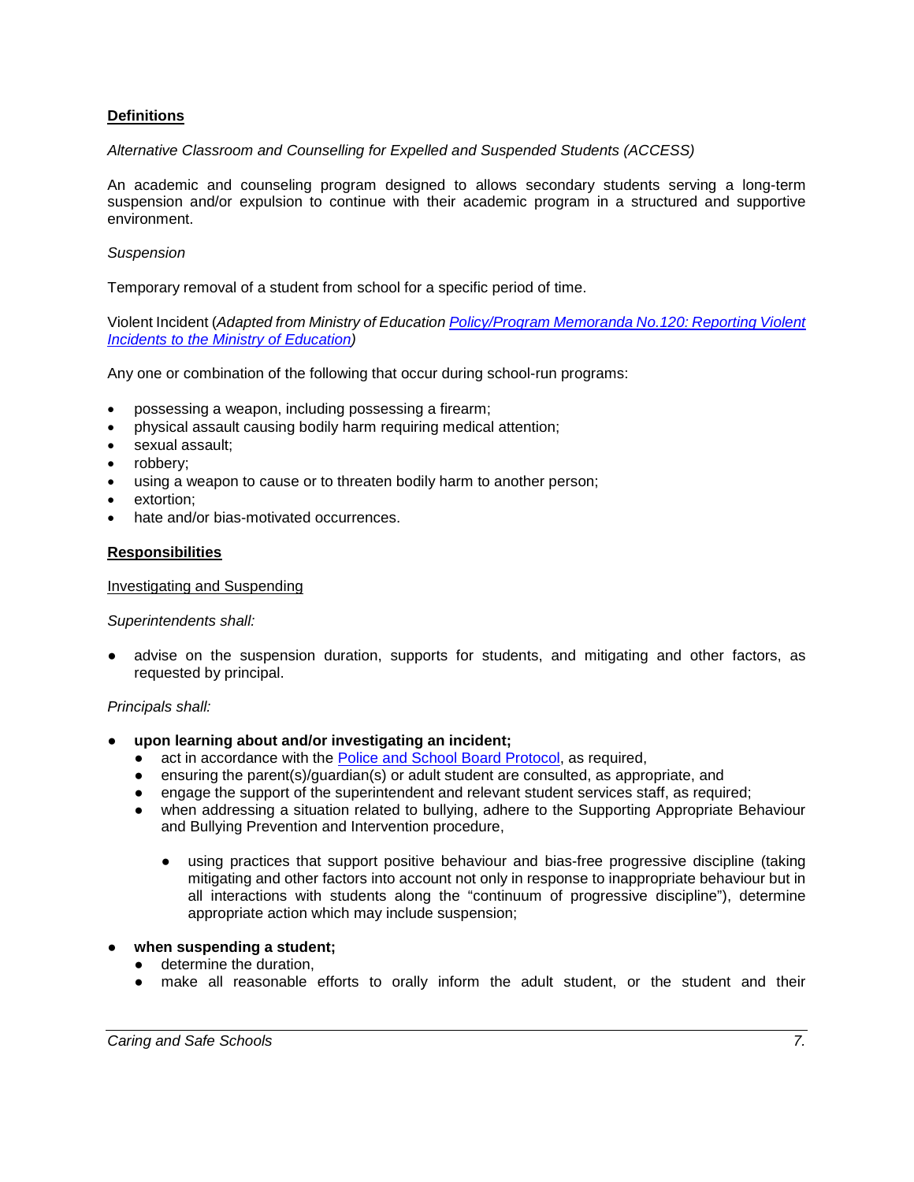**Definitions**

*Alternative Classroom and Counselling for Expelled and Suspended Students (ACCESS)*

An academic and counseling program designed to allows secondary students serving a long-term suspension and/or expulsion to continue with their academic program in a structured and supportive environment.

*Suspension*

Temporary removal of a student from school for a specific period of time.

Violent Incident (*Adapted from Ministry of Education [Policy/Program Memoranda No.120: Reporting Violent Incidents to the Ministry of Education]()*)

Any one or combination of the following that occur during school-run programs:

- possessing a weapon, including possessing a firearm;
- physical assault causing bodily harm requiring medical attention;
- sexual assault;
- robbery;
- using a weapon to cause or to threaten bodily harm to another person;
- extortion;
- hate and/or bias-motivated occurrences.

**Responsibilities**

Investigating and Suspending

*Superintendents shall:*

- advise on the suspension duration, supports for students, and mitigating and other factors, as requested by principal.

*Principals shall:*

- **upon learning about and/or investigating an incident;**
  - act in accordance with the [Police and School Board Protocol](), as required,
  - ensuring the parent(s)/guardian(s) or adult student are consulted, as appropriate, and
  - engage the support of the superintendent and relevant student services staff, as required;
  - when addressing a situation related to bullying, adhere to the Supporting Appropriate Behaviour and Bullying Prevention and Intervention procedure,
    - using practices that support positive behaviour and bias-free progressive discipline (taking mitigating and other factors into account not only in response to inappropriate behaviour but in all interactions with students along the "continuum of progressive discipline"), determine appropriate action which may include suspension;
- **when suspending a student;**
  - determine the duration,
  - make all reasonable efforts to orally inform the adult student, or the student and their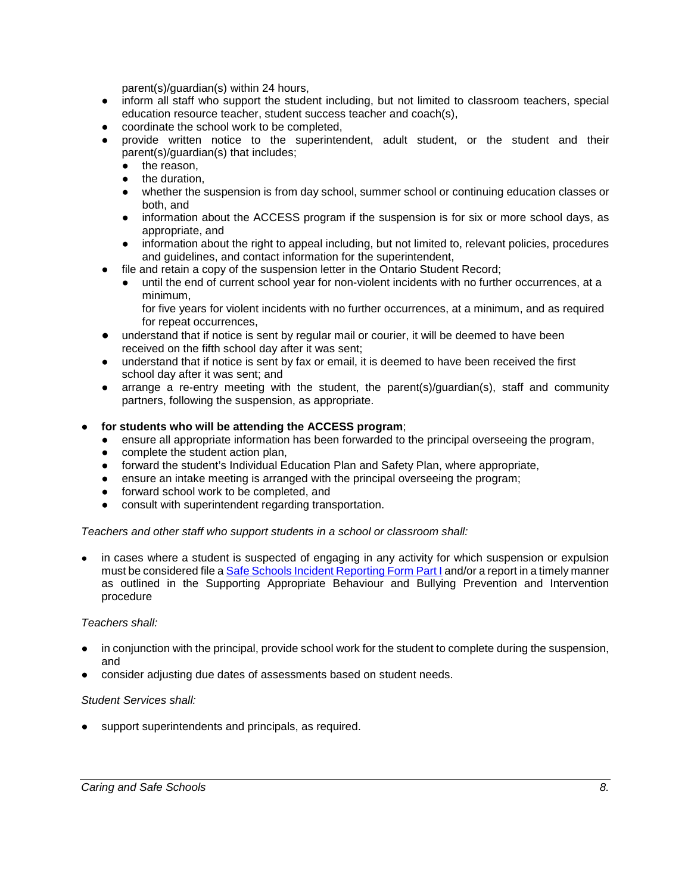parent(s)/guardian(s) within 24 hours,
- inform all staff who support the student including, but not limited to classroom teachers, special education resource teacher, student success teacher and coach(s),
- coordinate the school work to be completed,
- provide written notice to the superintendent, adult student, or the student and their parent(s)/guardian(s) that includes;
  - the reason,
  - the duration,
  - whether the suspension is from day school, summer school or continuing education classes or both, and
  - information about the ACCESS program if the suspension is for six or more school days, as appropriate, and
  - information about the right to appeal including, but not limited to, relevant policies, procedures and guidelines, and contact information for the superintendent,
- file and retain a copy of the suspension letter in the Ontario Student Record;
  - until the end of current school year for non-violent incidents with no further occurrences, at a minimum,
    for five years for violent incidents with no further occurrences, at a minimum, and as required for repeat occurrences,
- understand that if notice is sent by regular mail or courier, it will be deemed to have been received on the fifth school day after it was sent;
- understand that if notice is sent by fax or email, it is deemed to have been received the first school day after it was sent; and
- arrange a re-entry meeting with the student, the parent(s)/guardian(s), staff and community partners, following the suspension, as appropriate.

- **for students who will be attending the ACCESS program**;
  - ensure all appropriate information has been forwarded to the principal overseeing the program,
  - complete the student action plan,
  - forward the student's Individual Education Plan and Safety Plan, where appropriate,
  - ensure an intake meeting is arranged with the principal overseeing the program;
  - forward school work to be completed, and
  - consult with superintendent regarding transportation.

*Teachers and other staff who support students in a school or classroom shall:*

- in cases where a student is suspected of engaging in any activity for which suspension or expulsion must be considered file a Safe Schools Incident Reporting Form Part I and/or a report in a timely manner as outlined in the Supporting Appropriate Behaviour and Bullying Prevention and Intervention procedure

*Teachers shall:*

- in conjunction with the principal, provide school work for the student to complete during the suspension, and
- consider adjusting due dates of assessments based on student needs.

*Student Services shall:*

- support superintendents and principals, as required.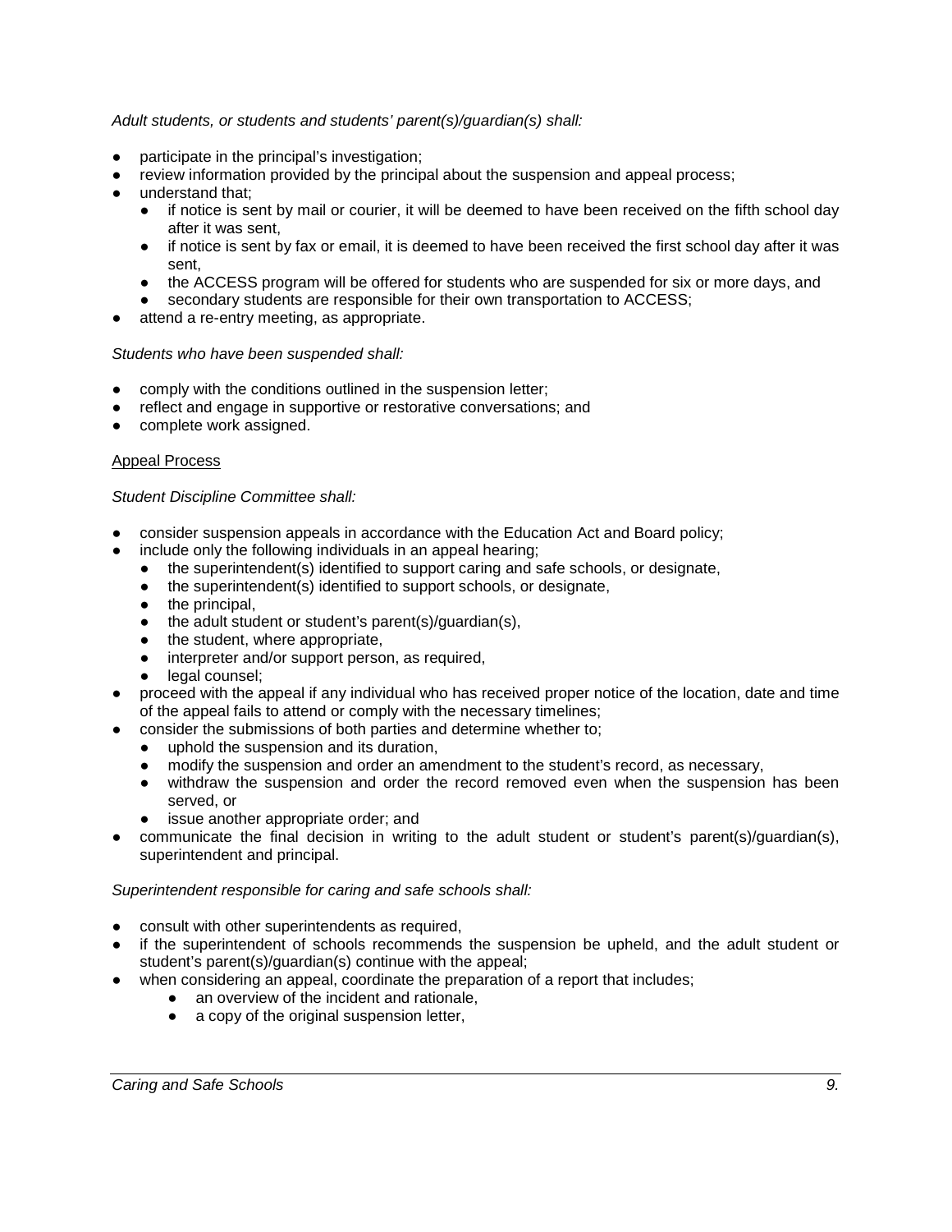*Adult students, or students and students' parent(s)/guardian(s) shall:*

- participate in the principal's investigation;
- review information provided by the principal about the suspension and appeal process;
- understand that;
  - if notice is sent by mail or courier, it will be deemed to have been received on the fifth school day after it was sent,
  - if notice is sent by fax or email, it is deemed to have been received the first school day after it was sent,
  - the ACCESS program will be offered for students who are suspended for six or more days, and
  - secondary students are responsible for their own transportation to ACCESS;
- attend a re-entry meeting, as appropriate.

*Students who have been suspended shall:*

- comply with the conditions outlined in the suspension letter;
- reflect and engage in supportive or restorative conversations; and
- complete work assigned.

<u>Appeal Process</u>

*Student Discipline Committee shall:*

- consider suspension appeals in accordance with the Education Act and Board policy;
- include only the following individuals in an appeal hearing;
  - the superintendent(s) identified to support caring and safe schools, or designate,
  - the superintendent(s) identified to support schools, or designate,
  - the principal,
  - the adult student or student's parent(s)/guardian(s),
  - the student, where appropriate,
  - interpreter and/or support person, as required,
  - legal counsel;
- proceed with the appeal if any individual who has received proper notice of the location, date and time of the appeal fails to attend or comply with the necessary timelines;
- consider the submissions of both parties and determine whether to;
  - uphold the suspension and its duration,
  - modify the suspension and order an amendment to the student's record, as necessary,
  - withdraw the suspension and order the record removed even when the suspension has been served, or
  - issue another appropriate order; and
- communicate the final decision in writing to the adult student or student's parent(s)/guardian(s), superintendent and principal.

*Superintendent responsible for caring and safe schools shall:*

- consult with other superintendents as required,
- if the superintendent of schools recommends the suspension be upheld, and the adult student or student's parent(s)/guardian(s) continue with the appeal;
- when considering an appeal, coordinate the preparation of a report that includes;
  - an overview of the incident and rationale,
  - a copy of the original suspension letter,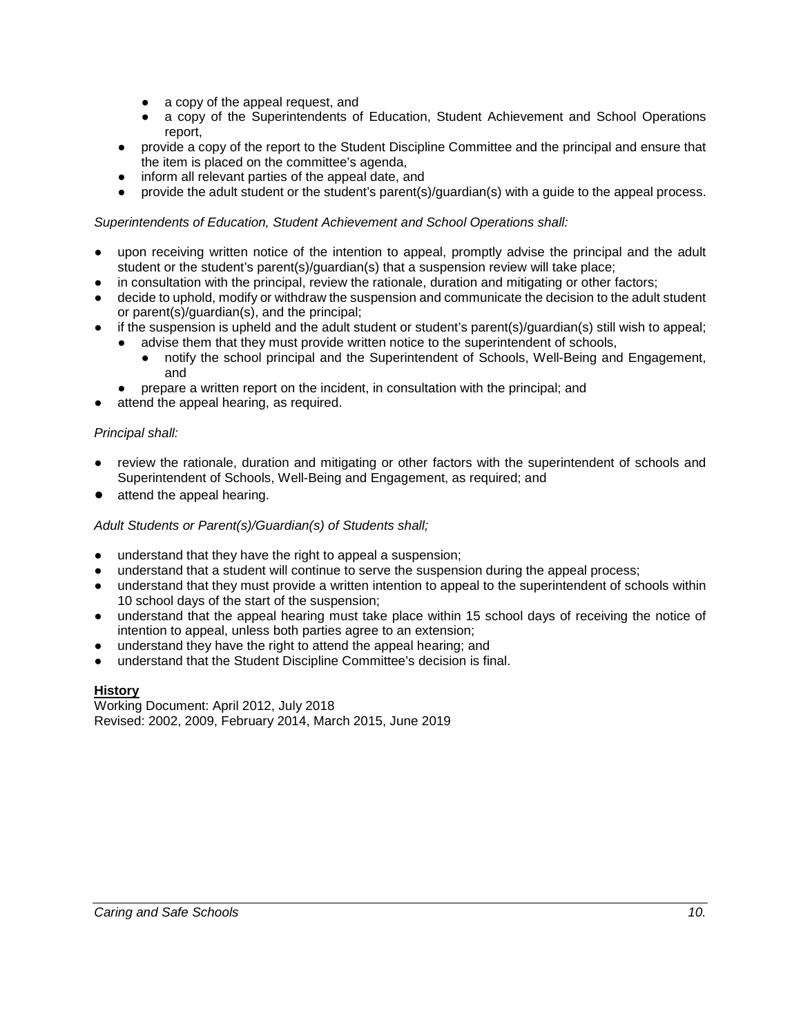- a copy of the appeal request, and
    - a copy of the Superintendents of Education, Student Achievement and School Operations report,
- provide a copy of the report to the Student Discipline Committee and the principal and ensure that the item is placed on the committee's agenda,
- inform all relevant parties of the appeal date, and
- provide the adult student or the student's parent(s)/guardian(s) with a guide to the appeal process.

*Superintendents of Education, Student Achievement and School Operations shall:*

- upon receiving written notice of the intention to appeal, promptly advise the principal and the adult student or the student's parent(s)/guardian(s) that a suspension review will take place;
- in consultation with the principal, review the rationale, duration and mitigating or other factors;
- decide to uphold, modify or withdraw the suspension and communicate the decision to the adult student or parent(s)/guardian(s), and the principal;
- if the suspension is upheld and the adult student or student's parent(s)/guardian(s) still wish to appeal;
    - advise them that they must provide written notice to the superintendent of schools,
        - notify the school principal and the Superintendent of Schools, Well-Being and Engagement, and
    - prepare a written report on the incident, in consultation with the principal; and
- attend the appeal hearing, as required.

*Principal shall:*

- review the rationale, duration and mitigating or other factors with the superintendent of schools and Superintendent of Schools, Well-Being and Engagement, as required; and
- attend the appeal hearing.

*Adult Students or Parent(s)/Guardian(s) of Students shall;*

- understand that they have the right to appeal a suspension;
- understand that a student will continue to serve the suspension during the appeal process;
- understand that they must provide a written intention to appeal to the superintendent of schools within 10 school days of the start of the suspension;
- understand that the appeal hearing must take place within 15 school days of receiving the notice of intention to appeal, unless both parties agree to an extension;
- understand they have the right to attend the appeal hearing; and
- understand that the Student Discipline Committee's decision is final.

**History**
Working Document: April 2012, July 2018
Revised: 2002, 2009, February 2014, March 2015, June 2019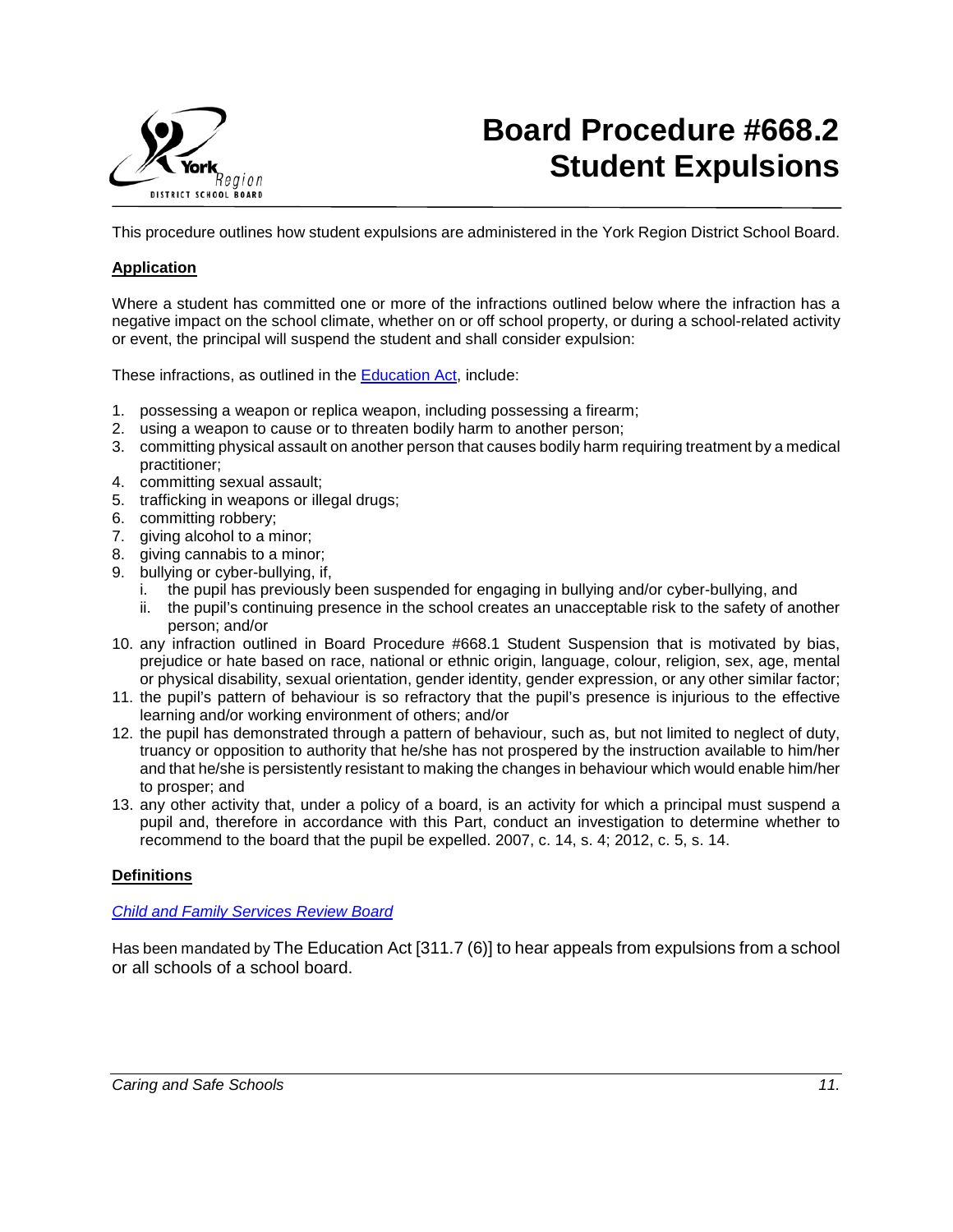# Board Procedure #668.2 Student Expulsions

This procedure outlines how student expulsions are administered in the York Region District School Board.

**Application**

Where a student has committed one or more of the infractions outlined below where the infraction has a negative impact on the school climate, whether on or off school property, or during a school-related activity or event, the principal will suspend the student and shall consider expulsion:

These infractions, as outlined in the Education Act, include:

1. possessing a weapon or replica weapon, including possessing a firearm;
2. using a weapon to cause or to threaten bodily harm to another person;
3. committing physical assault on another person that causes bodily harm requiring treatment by a medical practitioner;
4. committing sexual assault;
5. trafficking in weapons or illegal drugs;
6. committing robbery;
7. giving alcohol to a minor;
8. giving cannabis to a minor;
9. bullying or cyber-bullying, if,
   i. the pupil has previously been suspended for engaging in bullying and/or cyber-bullying, and
   ii. the pupil's continuing presence in the school creates an unacceptable risk to the safety of another person; and/or
10. any infraction outlined in Board Procedure #668.1 Student Suspension that is motivated by bias, prejudice or hate based on race, national or ethnic origin, language, colour, religion, sex, age, mental or physical disability, sexual orientation, gender identity, gender expression, or any other similar factor;
11. the pupil's pattern of behaviour is so refractory that the pupil's presence is injurious to the effective learning and/or working environment of others; and/or
12. the pupil has demonstrated through a pattern of behaviour, such as, but not limited to neglect of duty, truancy or opposition to authority that he/she has not prospered by the instruction available to him/her and that he/she is persistently resistant to making the changes in behaviour which would enable him/her to prosper; and
13. any other activity that, under a policy of a board, is an activity for which a principal must suspend a pupil and, therefore in accordance with this Part, conduct an investigation to determine whether to recommend to the board that the pupil be expelled. 2007, c. 14, s. 4; 2012, c. 5, s. 14.

**Definitions**

*Child and Family Services Review Board*

Has been mandated by The Education Act [311.7 (6)] to hear appeals from expulsions from a school or all schools of a school board.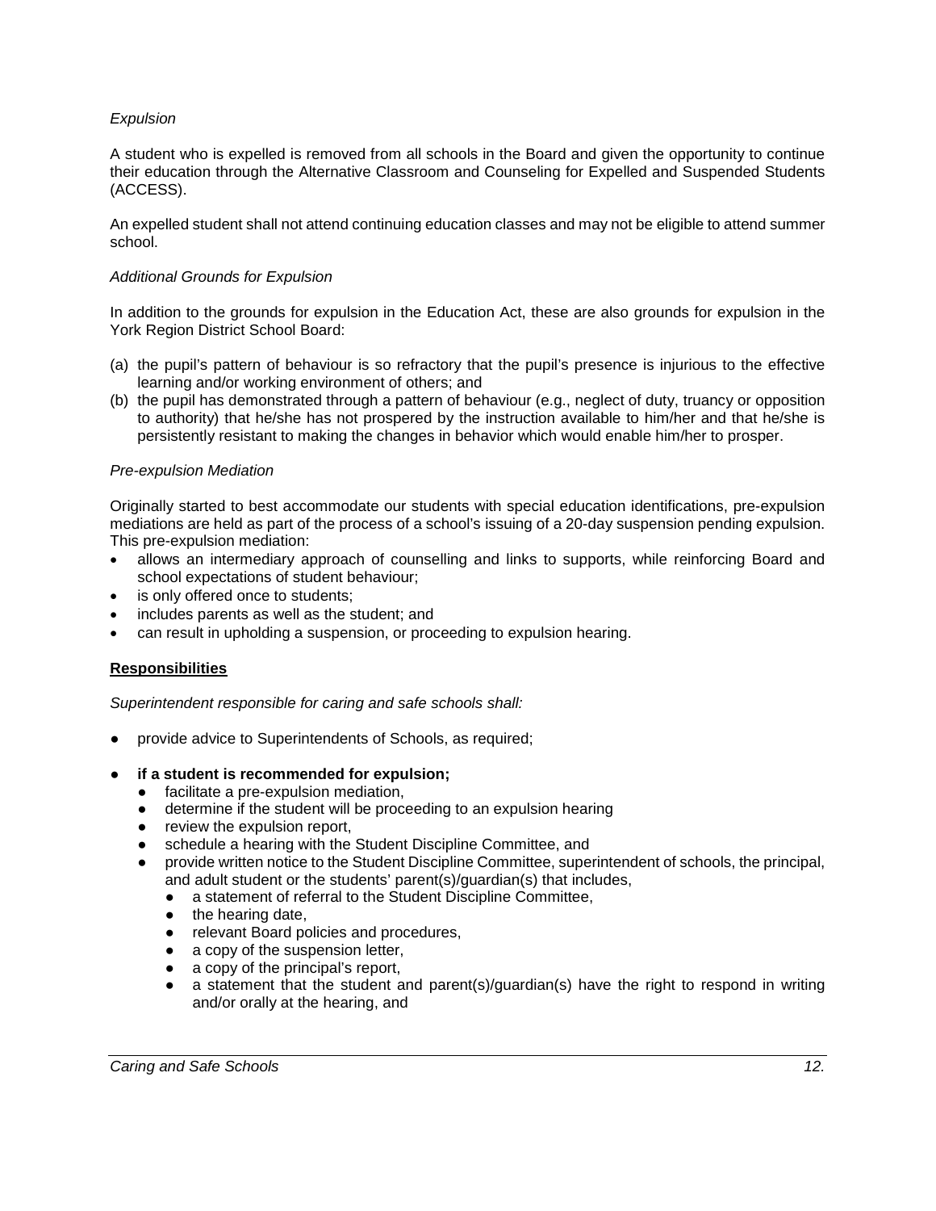*Expulsion*

A student who is expelled is removed from all schools in the Board and given the opportunity to continue their education through the Alternative Classroom and Counseling for Expelled and Suspended Students (ACCESS).

An expelled student shall not attend continuing education classes and may not be eligible to attend summer school.

*Additional Grounds for Expulsion*

In addition to the grounds for expulsion in the Education Act, these are also grounds for expulsion in the York Region District School Board:

(a) the pupil's pattern of behaviour is so refractory that the pupil's presence is injurious to the effective learning and/or working environment of others; and
(b) the pupil has demonstrated through a pattern of behaviour (e.g., neglect of duty, truancy or opposition to authority) that he/she has not prospered by the instruction available to him/her and that he/she is persistently resistant to making the changes in behavior which would enable him/her to prosper.

*Pre-expulsion Mediation*

Originally started to best accommodate our students with special education identifications, pre-expulsion mediations are held as part of the process of a school's issuing of a 20-day suspension pending expulsion. This pre-expulsion mediation:

- allows an intermediary approach of counselling and links to supports, while reinforcing Board and school expectations of student behaviour;
- is only offered once to students;
- includes parents as well as the student; and
- can result in upholding a suspension, or proceeding to expulsion hearing.

**Responsibilities**

*Superintendent responsible for caring and safe schools shall:*

- provide advice to Superintendents of Schools, as required;
- **if a student is recommended for expulsion;**
  - facilitate a pre-expulsion mediation,
  - determine if the student will be proceeding to an expulsion hearing
  - review the expulsion report,
  - schedule a hearing with the Student Discipline Committee, and
  - provide written notice to the Student Discipline Committee, superintendent of schools, the principal, and adult student or the students' parent(s)/guardian(s) that includes,
    - a statement of referral to the Student Discipline Committee,
    - the hearing date,
    - relevant Board policies and procedures,
    - a copy of the suspension letter,
    - a copy of the principal's report,
    - a statement that the student and parent(s)/guardian(s) have the right to respond in writing and/or orally at the hearing, and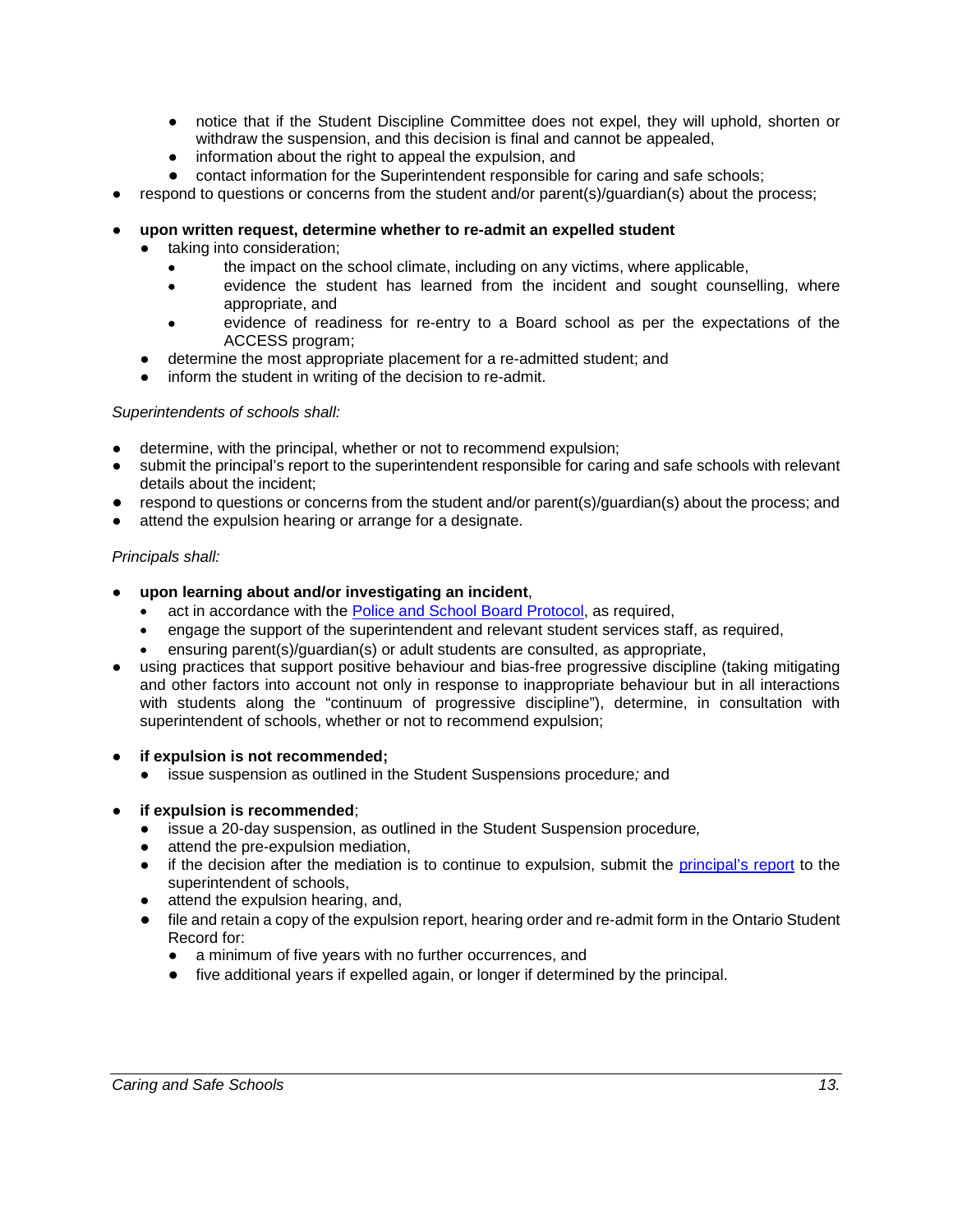- notice that if the Student Discipline Committee does not expel, they will uphold, shorten or withdraw the suspension, and this decision is final and cannot be appealed,
        - information about the right to appeal the expulsion, and
        - contact information for the Superintendent responsible for caring and safe schools;
- respond to questions or concerns from the student and/or parent(s)/guardian(s) about the process;

- **upon written request, determine whether to re-admit an expelled student**
    - taking into consideration;
        - the impact on the school climate, including on any victims, where applicable,
        - evidence the student has learned from the incident and sought counselling, where appropriate, and
        - evidence of readiness for re-entry to a Board school as per the expectations of the ACCESS program;
    - determine the most appropriate placement for a re-admitted student; and
    - inform the student in writing of the decision to re-admit.

*Superintendents of schools shall:*

- determine, with the principal, whether or not to recommend expulsion;
- submit the principal's report to the superintendent responsible for caring and safe schools with relevant details about the incident;
- respond to questions or concerns from the student and/or parent(s)/guardian(s) about the process; and
- attend the expulsion hearing or arrange for a designate.

*Principals shall:*

- **upon learning about and/or investigating an incident**,
    - act in accordance with the Police and School Board Protocol, as required,
    - engage the support of the superintendent and relevant student services staff, as required,
    - ensuring parent(s)/guardian(s) or adult students are consulted, as appropriate,
- using practices that support positive behaviour and bias-free progressive discipline (taking mitigating and other factors into account not only in response to inappropriate behaviour but in all interactions with students along the "continuum of progressive discipline"), determine, in consultation with superintendent of schools, whether or not to recommend expulsion;

- **if expulsion is not recommended;**
    - issue suspension as outlined in the Student Suspensions procedure*;* and

- **if expulsion is recommended**;
    - issue a 20-day suspension, as outlined in the Student Suspension procedure*,*
    - attend the pre-expulsion mediation,
    - if the decision after the mediation is to continue to expulsion, submit the principal's report to the superintendent of schools,
    - attend the expulsion hearing, and,
    - file and retain a copy of the expulsion report, hearing order and re-admit form in the Ontario Student Record for:
        - a minimum of five years with no further occurrences, and
        - five additional years if expelled again, or longer if determined by the principal.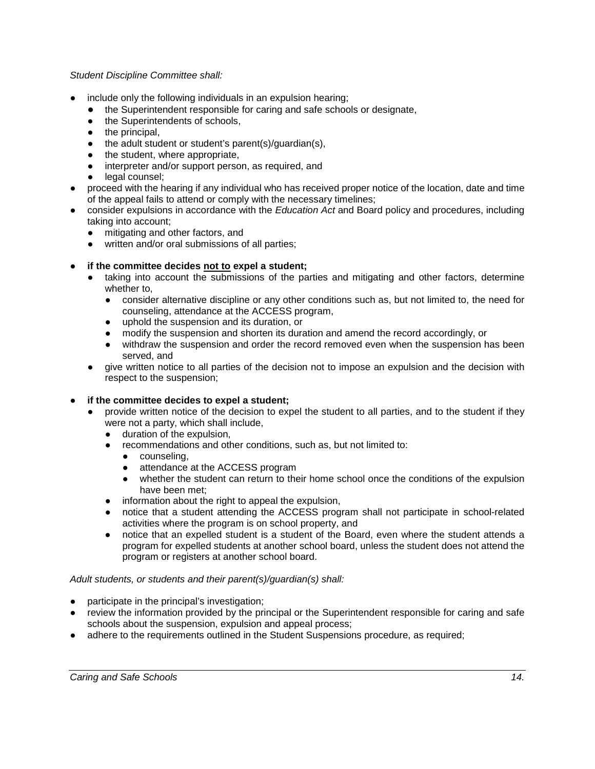*Student Discipline Committee shall:*

- include only the following individuals in an expulsion hearing;
  - the Superintendent responsible for caring and safe schools or designate,
  - the Superintendents of schools,
  - the principal,
  - the adult student or student's parent(s)/guardian(s),
  - the student, where appropriate,
  - interpreter and/or support person, as required, and
  - legal counsel;
- proceed with the hearing if any individual who has received proper notice of the location, date and time of the appeal fails to attend or comply with the necessary timelines;
- consider expulsions in accordance with the *Education Act* and Board policy and procedures, including taking into account;
  - mitigating and other factors, and
  - written and/or oral submissions of all parties;

- **if the committee decides <u>not to</u> expel a student;**
  - taking into account the submissions of the parties and mitigating and other factors, determine whether to,
    - consider alternative discipline or any other conditions such as, but not limited to, the need for counseling, attendance at the ACCESS program,
    - uphold the suspension and its duration, or
    - modify the suspension and shorten its duration and amend the record accordingly, or
    - withdraw the suspension and order the record removed even when the suspension has been served, and
  - give written notice to all parties of the decision not to impose an expulsion and the decision with respect to the suspension;

- **if the committee decides to expel a student;**
  - provide written notice of the decision to expel the student to all parties, and to the student if they were not a party, which shall include,
    - duration of the expulsion,
    - recommendations and other conditions, such as, but not limited to:
      - counseling,
      - attendance at the ACCESS program
      - whether the student can return to their home school once the conditions of the expulsion have been met;
    - information about the right to appeal the expulsion,
    - notice that a student attending the ACCESS program shall not participate in school-related activities where the program is on school property, and
    - notice that an expelled student is a student of the Board, even where the student attends a program for expelled students at another school board, unless the student does not attend the program or registers at another school board.

*Adult students, or students and their parent(s)/guardian(s) shall:*

- participate in the principal's investigation;
- review the information provided by the principal or the Superintendent responsible for caring and safe schools about the suspension, expulsion and appeal process;
- adhere to the requirements outlined in the Student Suspensions procedure, as required;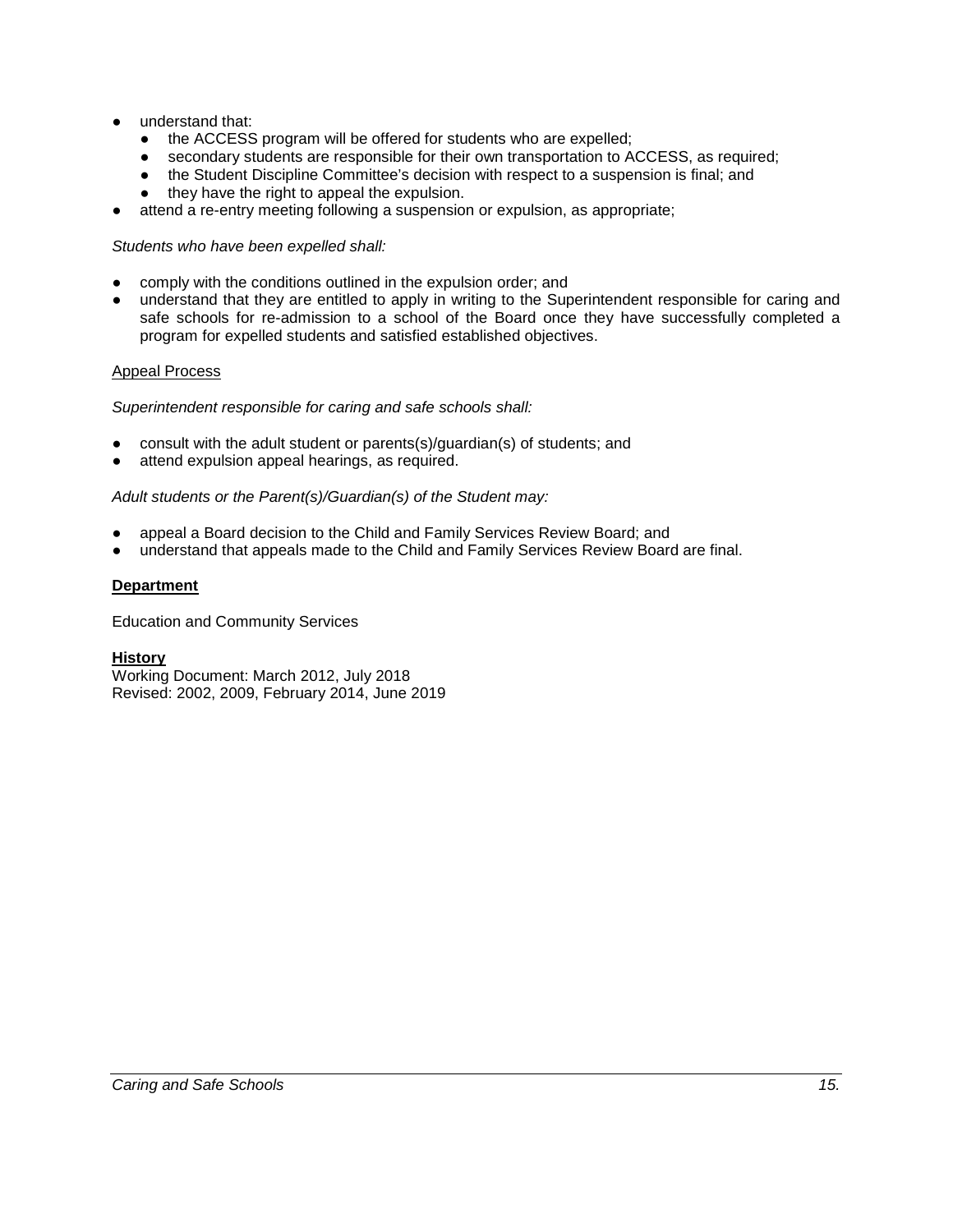- understand that:
  - the ACCESS program will be offered for students who are expelled;
  - secondary students are responsible for their own transportation to ACCESS, as required;
  - the Student Discipline Committee's decision with respect to a suspension is final; and
  - they have the right to appeal the expulsion.
- attend a re-entry meeting following a suspension or expulsion, as appropriate;

*Students who have been expelled shall:*

- comply with the conditions outlined in the expulsion order; and
- understand that they are entitled to apply in writing to the Superintendent responsible for caring and safe schools for re-admission to a school of the Board once they have successfully completed a program for expelled students and satisfied established objectives.

Appeal Process

*Superintendent responsible for caring and safe schools shall:*

- consult with the adult student or parents(s)/guardian(s) of students; and
- attend expulsion appeal hearings, as required.

*Adult students or the Parent(s)/Guardian(s) of the Student may:*

- appeal a Board decision to the Child and Family Services Review Board; and
- understand that appeals made to the Child and Family Services Review Board are final.

**Department**

Education and Community Services

**History**

Working Document: March 2012, July 2018
Revised: 2002, 2009, February 2014, June 2019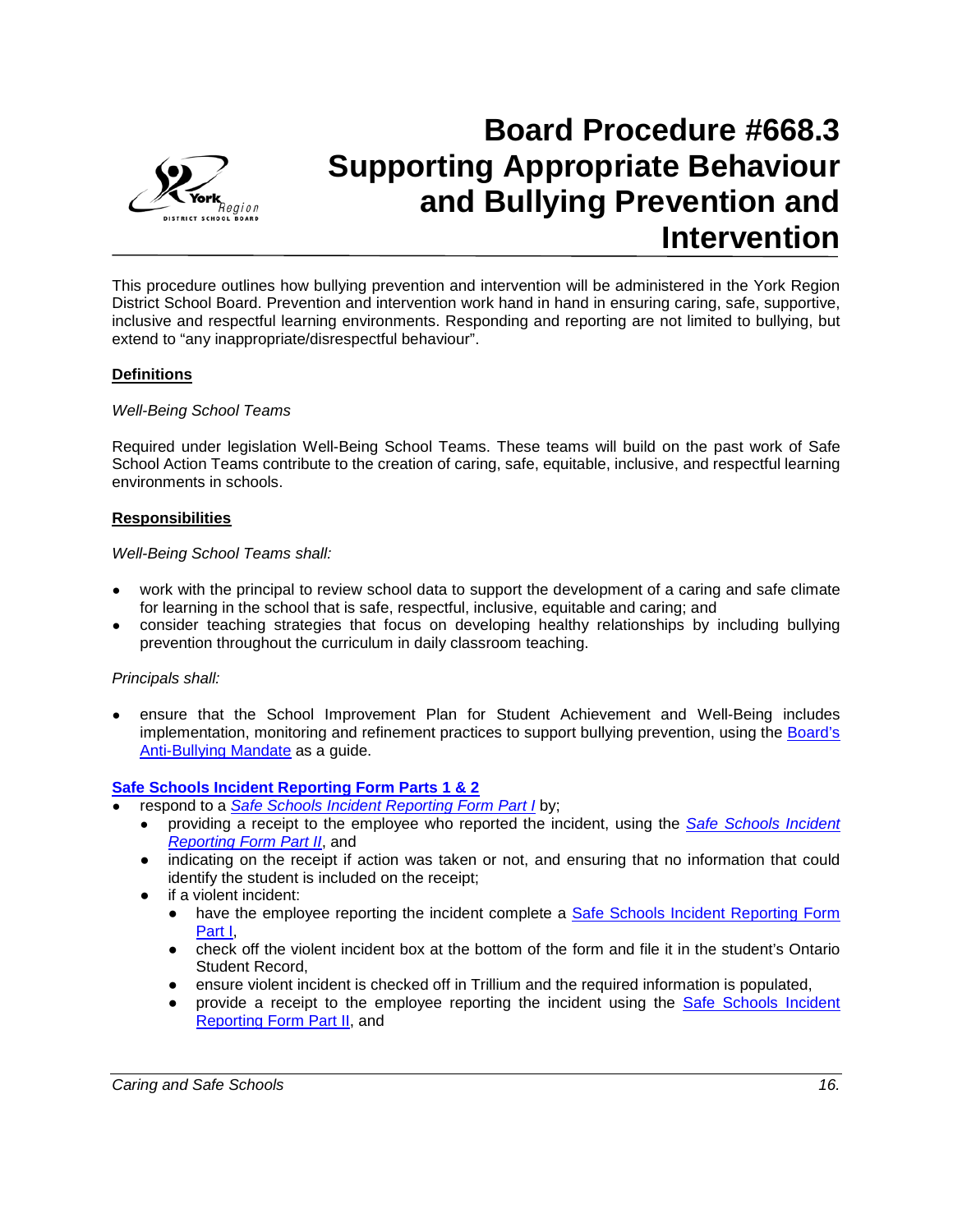# Board Procedure #668.3 Supporting Appropriate Behaviour and Bullying Prevention and Intervention

This procedure outlines how bullying prevention and intervention will be administered in the York Region District School Board. Prevention and intervention work hand in hand in ensuring caring, safe, supportive, inclusive and respectful learning environments. Responding and reporting are not limited to bullying, but extend to "any inappropriate/disrespectful behaviour".

## Definitions

*Well-Being School Teams*

Required under legislation Well-Being School Teams. These teams will build on the past work of Safe School Action Teams contribute to the creation of caring, safe, equitable, inclusive, and respectful learning environments in schools.

## Responsibilities

*Well-Being School Teams shall:*

- work with the principal to review school data to support the development of a caring and safe climate for learning in the school that is safe, respectful, inclusive, equitable and caring; and
- consider teaching strategies that focus on developing healthy relationships by including bullying prevention throughout the curriculum in daily classroom teaching.

*Principals shall:*

- ensure that the School Improvement Plan for Student Achievement and Well-Being includes implementation, monitoring and refinement practices to support bullying prevention, using the Board's Anti-Bullying Mandate as a guide.

**Safe Schools Incident Reporting Form Parts 1 & 2**

- respond to a *Safe Schools Incident Reporting Form Part I* by;
  - providing a receipt to the employee who reported the incident, using the *Safe Schools Incident Reporting Form Part II*, and
  - indicating on the receipt if action was taken or not, and ensuring that no information that could identify the student is included on the receipt;
  - if a violent incident:
    - have the employee reporting the incident complete a Safe Schools Incident Reporting Form Part I,
    - check off the violent incident box at the bottom of the form and file it in the student's Ontario Student Record,
    - ensure violent incident is checked off in Trillium and the required information is populated,
    - provide a receipt to the employee reporting the incident using the Safe Schools Incident Reporting Form Part II, and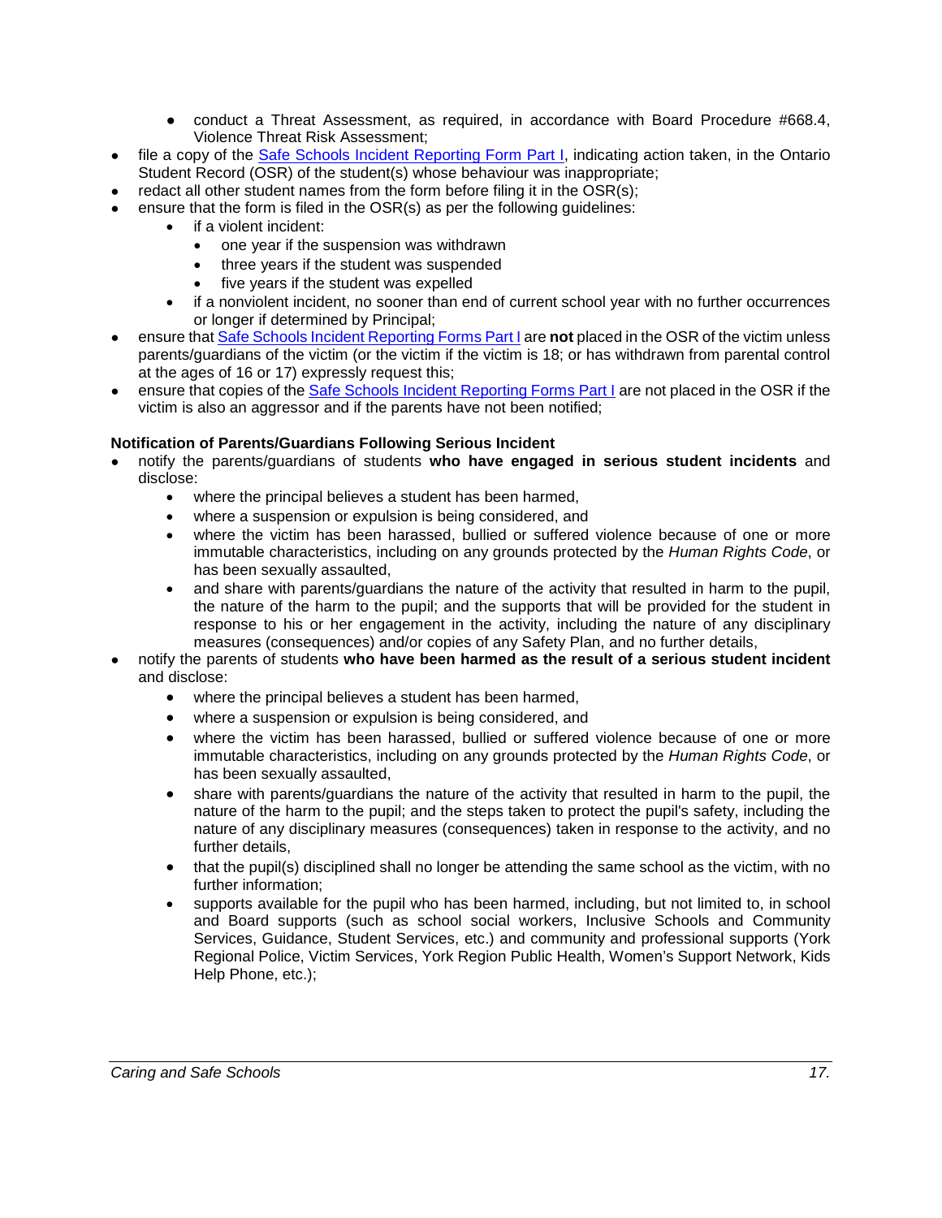- conduct a Threat Assessment, as required, in accordance with Board Procedure #668.4, Violence Threat Risk Assessment;
- file a copy of the Safe Schools Incident Reporting Form Part I, indicating action taken, in the Ontario Student Record (OSR) of the student(s) whose behaviour was inappropriate;
- redact all other student names from the form before filing it in the OSR(s);
- ensure that the form is filed in the OSR(s) as per the following guidelines:
  - if a violent incident:
    - one year if the suspension was withdrawn
    - three years if the student was suspended
    - five years if the student was expelled
  - if a nonviolent incident, no sooner than end of current school year with no further occurrences or longer if determined by Principal;
- ensure that Safe Schools Incident Reporting Forms Part I are **not** placed in the OSR of the victim unless parents/guardians of the victim (or the victim if the victim is 18; or has withdrawn from parental control at the ages of 16 or 17) expressly request this;
- ensure that copies of the Safe Schools Incident Reporting Forms Part I are not placed in the OSR if the victim is also an aggressor and if the parents have not been notified;

**Notification of Parents/Guardians Following Serious Incident**

- notify the parents/guardians of students **who have engaged in serious student incidents** and disclose:
  - where the principal believes a student has been harmed,
  - where a suspension or expulsion is being considered, and
  - where the victim has been harassed, bullied or suffered violence because of one or more immutable characteristics, including on any grounds protected by the *Human Rights Code*, or has been sexually assaulted,
  - and share with parents/guardians the nature of the activity that resulted in harm to the pupil, the nature of the harm to the pupil; and the supports that will be provided for the student in response to his or her engagement in the activity, including the nature of any disciplinary measures (consequences) and/or copies of any Safety Plan, and no further details,
- notify the parents of students **who have been harmed as the result of a serious student incident** and disclose:
  - where the principal believes a student has been harmed,
  - where a suspension or expulsion is being considered, and
  - where the victim has been harassed, bullied or suffered violence because of one or more immutable characteristics, including on any grounds protected by the *Human Rights Code*, or has been sexually assaulted,
  - share with parents/guardians the nature of the activity that resulted in harm to the pupil, the nature of the harm to the pupil; and the steps taken to protect the pupil's safety, including the nature of any disciplinary measures (consequences) taken in response to the activity, and no further details,
  - that the pupil(s) disciplined shall no longer be attending the same school as the victim, with no further information;
  - supports available for the pupil who has been harmed, including, but not limited to, in school and Board supports (such as school social workers, Inclusive Schools and Community Services, Guidance, Student Services, etc.) and community and professional supports (York Regional Police, Victim Services, York Region Public Health, Women's Support Network, Kids Help Phone, etc.);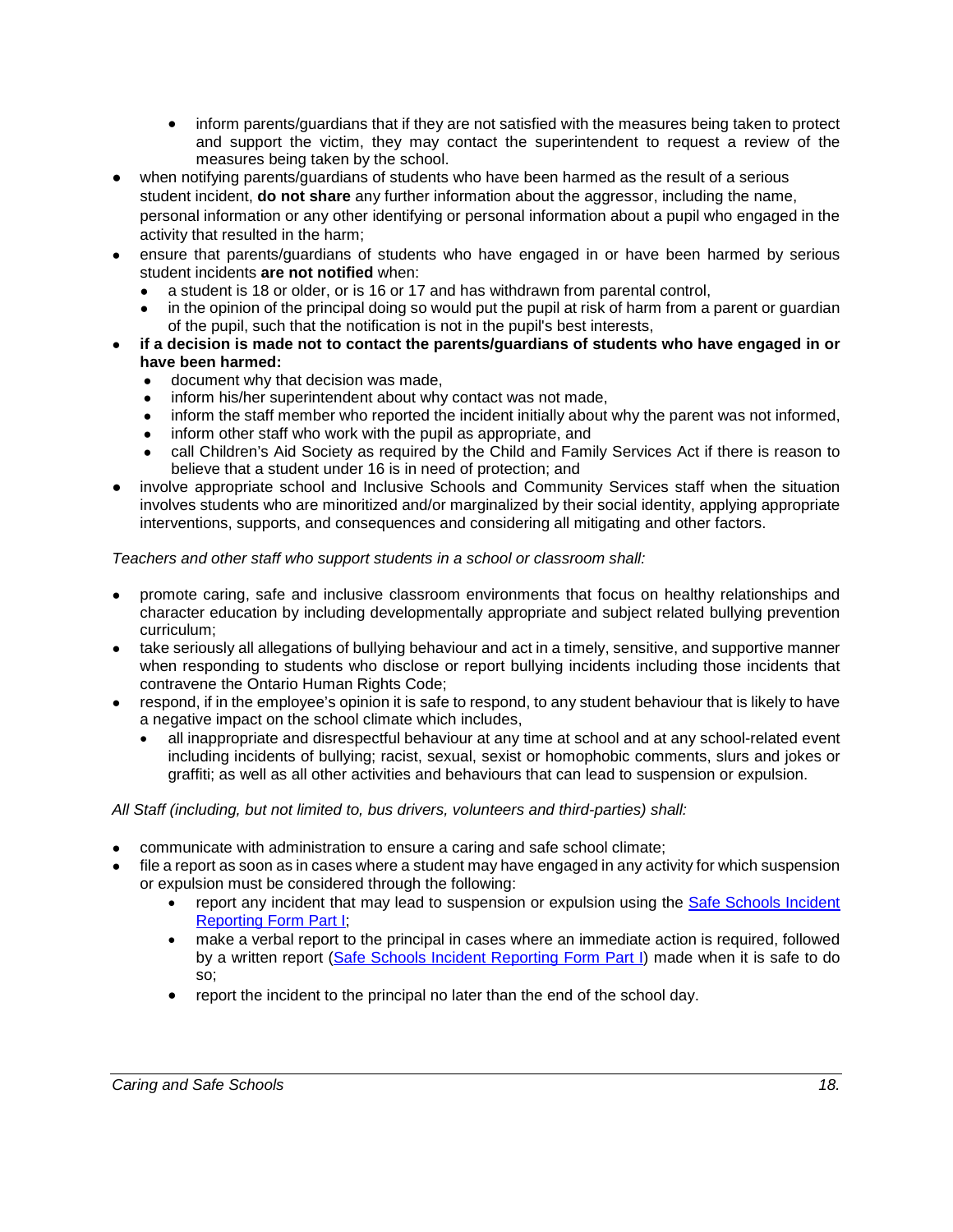- inform parents/guardians that if they are not satisfied with the measures being taken to protect and support the victim, they may contact the superintendent to request a review of the measures being taken by the school.
- when notifying parents/guardians of students who have been harmed as the result of a serious student incident, **do not share** any further information about the aggressor, including the name, personal information or any other identifying or personal information about a pupil who engaged in the activity that resulted in the harm;
- ensure that parents/guardians of students who have engaged in or have been harmed by serious student incidents **are not notified** when:
  - a student is 18 or older, or is 16 or 17 and has withdrawn from parental control,
  - in the opinion of the principal doing so would put the pupil at risk of harm from a parent or guardian of the pupil, such that the notification is not in the pupil's best interests,
- **if a decision is made not to contact the parents/guardians of students who have engaged in or have been harmed:**
  - document why that decision was made,
  - inform his/her superintendent about why contact was not made,
  - inform the staff member who reported the incident initially about why the parent was not informed,
  - inform other staff who work with the pupil as appropriate, and
  - call Children's Aid Society as required by the Child and Family Services Act if there is reason to believe that a student under 16 is in need of protection; and
- involve appropriate school and Inclusive Schools and Community Services staff when the situation involves students who are minoritized and/or marginalized by their social identity, applying appropriate interventions, supports, and consequences and considering all mitigating and other factors.

*Teachers and other staff who support students in a school or classroom shall:*

- promote caring, safe and inclusive classroom environments that focus on healthy relationships and character education by including developmentally appropriate and subject related bullying prevention curriculum;
- take seriously all allegations of bullying behaviour and act in a timely, sensitive, and supportive manner when responding to students who disclose or report bullying incidents including those incidents that contravene the Ontario Human Rights Code;
- respond, if in the employee's opinion it is safe to respond, to any student behaviour that is likely to have a negative impact on the school climate which includes,
  - all inappropriate and disrespectful behaviour at any time at school and at any school-related event including incidents of bullying; racist, sexual, sexist or homophobic comments, slurs and jokes or graffiti; as well as all other activities and behaviours that can lead to suspension or expulsion.

*All Staff (including, but not limited to, bus drivers, volunteers and third-parties) shall:*

- communicate with administration to ensure a caring and safe school climate;
- file a report as soon as in cases where a student may have engaged in any activity for which suspension or expulsion must be considered through the following:
  - report any incident that may lead to suspension or expulsion using the [Safe Schools Incident Reporting Form Part I];
  - make a verbal report to the principal in cases where an immediate action is required, followed by a written report ([Safe Schools Incident Reporting Form Part I]) made when it is safe to do so;
  - report the incident to the principal no later than the end of the school day.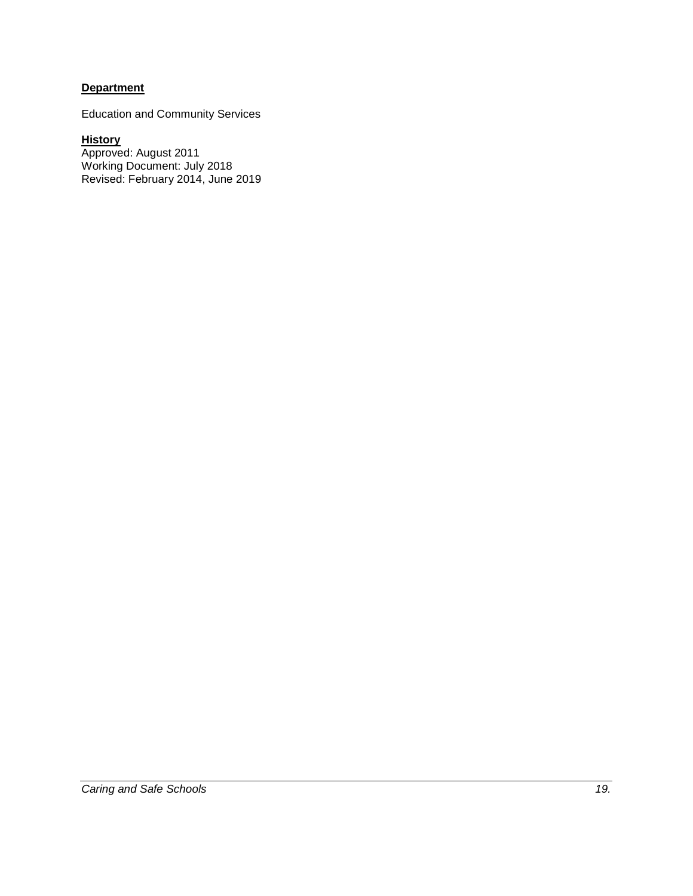**Department**

Education and Community Services

**History**
Approved: August 2011
Working Document: July 2018
Revised: February 2014, June 2019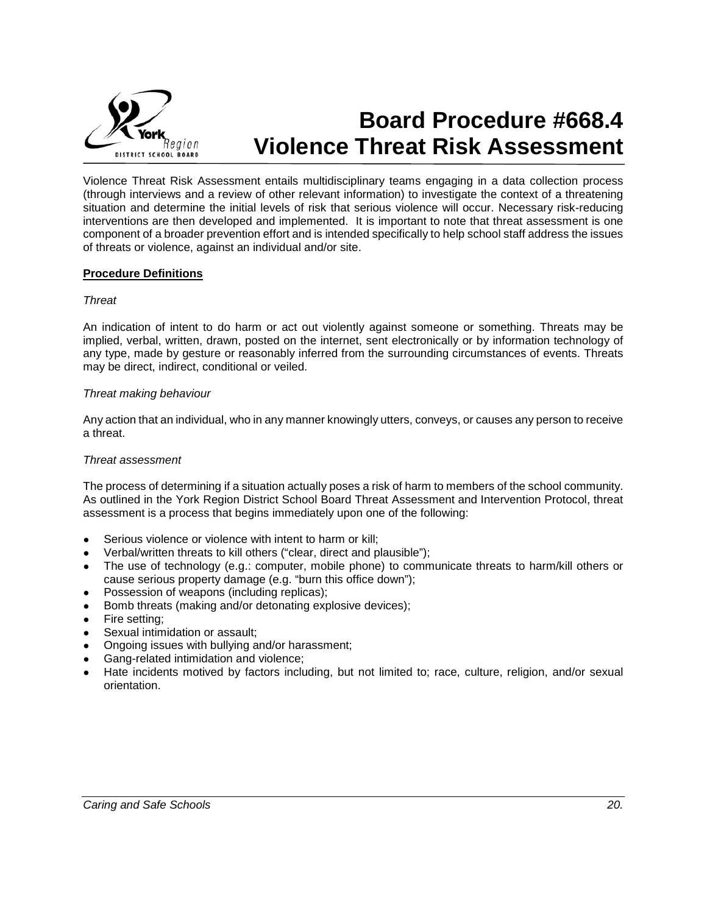# Board Procedure #668.4 Violence Threat Risk Assessment

Violence Threat Risk Assessment entails multidisciplinary teams engaging in a data collection process (through interviews and a review of other relevant information) to investigate the context of a threatening situation and determine the initial levels of risk that serious violence will occur. Necessary risk-reducing interventions are then developed and implemented. It is important to note that threat assessment is one component of a broader prevention effort and is intended specifically to help school staff address the issues of threats or violence, against an individual and/or site.

**Procedure Definitions**

*Threat*

An indication of intent to do harm or act out violently against someone or something. Threats may be implied, verbal, written, drawn, posted on the internet, sent electronically or by information technology of any type, made by gesture or reasonably inferred from the surrounding circumstances of events. Threats may be direct, indirect, conditional or veiled.

*Threat making behaviour*

Any action that an individual, who in any manner knowingly utters, conveys, or causes any person to receive a threat.

*Threat assessment*

The process of determining if a situation actually poses a risk of harm to members of the school community. As outlined in the York Region District School Board Threat Assessment and Intervention Protocol, threat assessment is a process that begins immediately upon one of the following:

- Serious violence or violence with intent to harm or kill;
- Verbal/written threats to kill others ("clear, direct and plausible");
- The use of technology (e.g.: computer, mobile phone) to communicate threats to harm/kill others or cause serious property damage (e.g. "burn this office down");
- Possession of weapons (including replicas);
- Bomb threats (making and/or detonating explosive devices);
- Fire setting;
- Sexual intimidation or assault;
- Ongoing issues with bullying and/or harassment;
- Gang-related intimidation and violence;
- Hate incidents motived by factors including, but not limited to; race, culture, religion, and/or sexual orientation.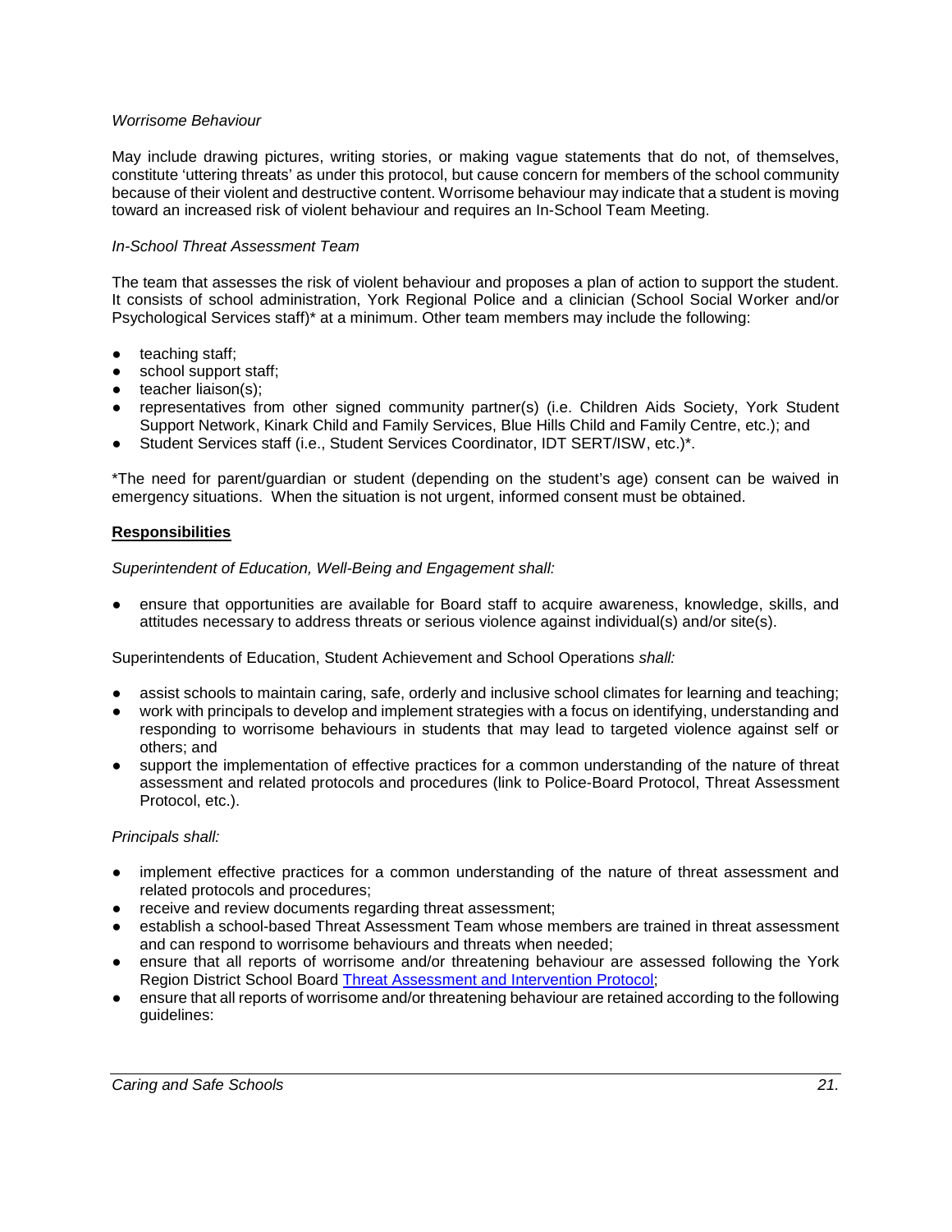*Worrisome Behaviour*

May include drawing pictures, writing stories, or making vague statements that do not, of themselves, constitute 'uttering threats' as under this protocol, but cause concern for members of the school community because of their violent and destructive content. Worrisome behaviour may indicate that a student is moving toward an increased risk of violent behaviour and requires an In-School Team Meeting.

*In-School Threat Assessment Team*

The team that assesses the risk of violent behaviour and proposes a plan of action to support the student. It consists of school administration, York Regional Police and a clinician (School Social Worker and/or Psychological Services staff)* at a minimum. Other team members may include the following:

- teaching staff;
- school support staff;
- teacher liaison(s);
- representatives from other signed community partner(s) (i.e. Children Aids Society, York Student Support Network, Kinark Child and Family Services, Blue Hills Child and Family Centre, etc.); and
- Student Services staff (i.e., Student Services Coordinator, IDT SERT/ISW, etc.)*.

*The need for parent/guardian or student (depending on the student's age) consent can be waived in emergency situations. When the situation is not urgent, informed consent must be obtained.

**Responsibilities**

*Superintendent of Education, Well-Being and Engagement shall:*

- ensure that opportunities are available for Board staff to acquire awareness, knowledge, skills, and attitudes necessary to address threats or serious violence against individual(s) and/or site(s).

Superintendents of Education, Student Achievement and School Operations *shall:*

- assist schools to maintain caring, safe, orderly and inclusive school climates for learning and teaching;
- work with principals to develop and implement strategies with a focus on identifying, understanding and responding to worrisome behaviours in students that may lead to targeted violence against self or others; and
- support the implementation of effective practices for a common understanding of the nature of threat assessment and related protocols and procedures (link to Police-Board Protocol, Threat Assessment Protocol, etc.).

*Principals shall:*

- implement effective practices for a common understanding of the nature of threat assessment and related protocols and procedures;
- receive and review documents regarding threat assessment;
- establish a school-based Threat Assessment Team whose members are trained in threat assessment and can respond to worrisome behaviours and threats when needed;
- ensure that all reports of worrisome and/or threatening behaviour are assessed following the York Region District School Board Threat Assessment and Intervention Protocol;
- ensure that all reports of worrisome and/or threatening behaviour are retained according to the following guidelines: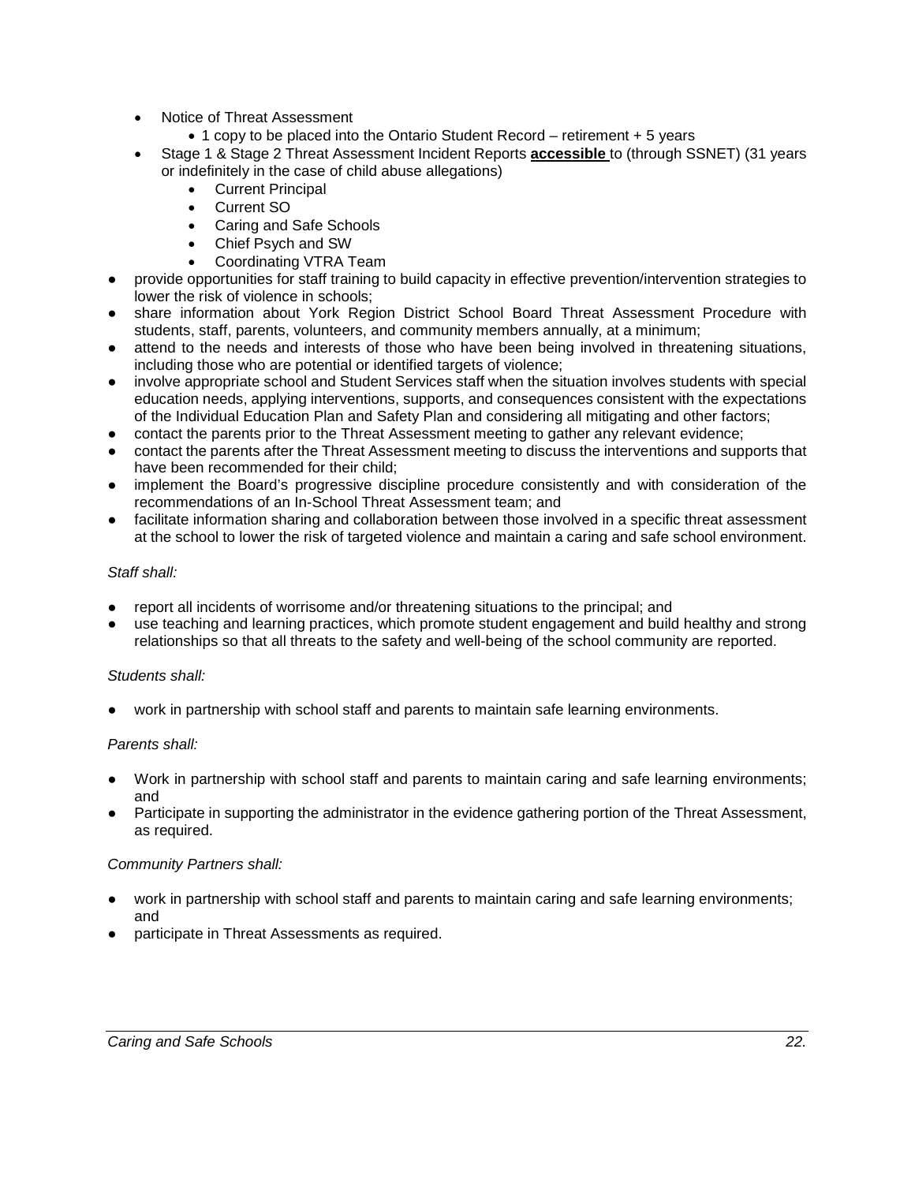- Notice of Threat Assessment
    - 1 copy to be placed into the Ontario Student Record – retirement + 5 years
- Stage 1 & Stage 2 Threat Assessment Incident Reports **accessible** to (through SSNET) (31 years or indefinitely in the case of child abuse allegations)
    - Current Principal
    - Current SO
    - Caring and Safe Schools
    - Chief Psych and SW
    - Coordinating VTRA Team
- provide opportunities for staff training to build capacity in effective prevention/intervention strategies to lower the risk of violence in schools;
- share information about York Region District School Board Threat Assessment Procedure with students, staff, parents, volunteers, and community members annually, at a minimum;
- attend to the needs and interests of those who have been being involved in threatening situations, including those who are potential or identified targets of violence;
- involve appropriate school and Student Services staff when the situation involves students with special education needs, applying interventions, supports, and consequences consistent with the expectations of the Individual Education Plan and Safety Plan and considering all mitigating and other factors;
- contact the parents prior to the Threat Assessment meeting to gather any relevant evidence;
- contact the parents after the Threat Assessment meeting to discuss the interventions and supports that have been recommended for their child;
- implement the Board's progressive discipline procedure consistently and with consideration of the recommendations of an In-School Threat Assessment team; and
- facilitate information sharing and collaboration between those involved in a specific threat assessment at the school to lower the risk of targeted violence and maintain a caring and safe school environment.

*Staff shall:*

- report all incidents of worrisome and/or threatening situations to the principal; and
- use teaching and learning practices, which promote student engagement and build healthy and strong relationships so that all threats to the safety and well-being of the school community are reported.

*Students shall:*

- work in partnership with school staff and parents to maintain safe learning environments.

*Parents shall:*

- Work in partnership with school staff and parents to maintain caring and safe learning environments; and
- Participate in supporting the administrator in the evidence gathering portion of the Threat Assessment, as required.

*Community Partners shall:*

- work in partnership with school staff and parents to maintain caring and safe learning environments; and
- participate in Threat Assessments as required.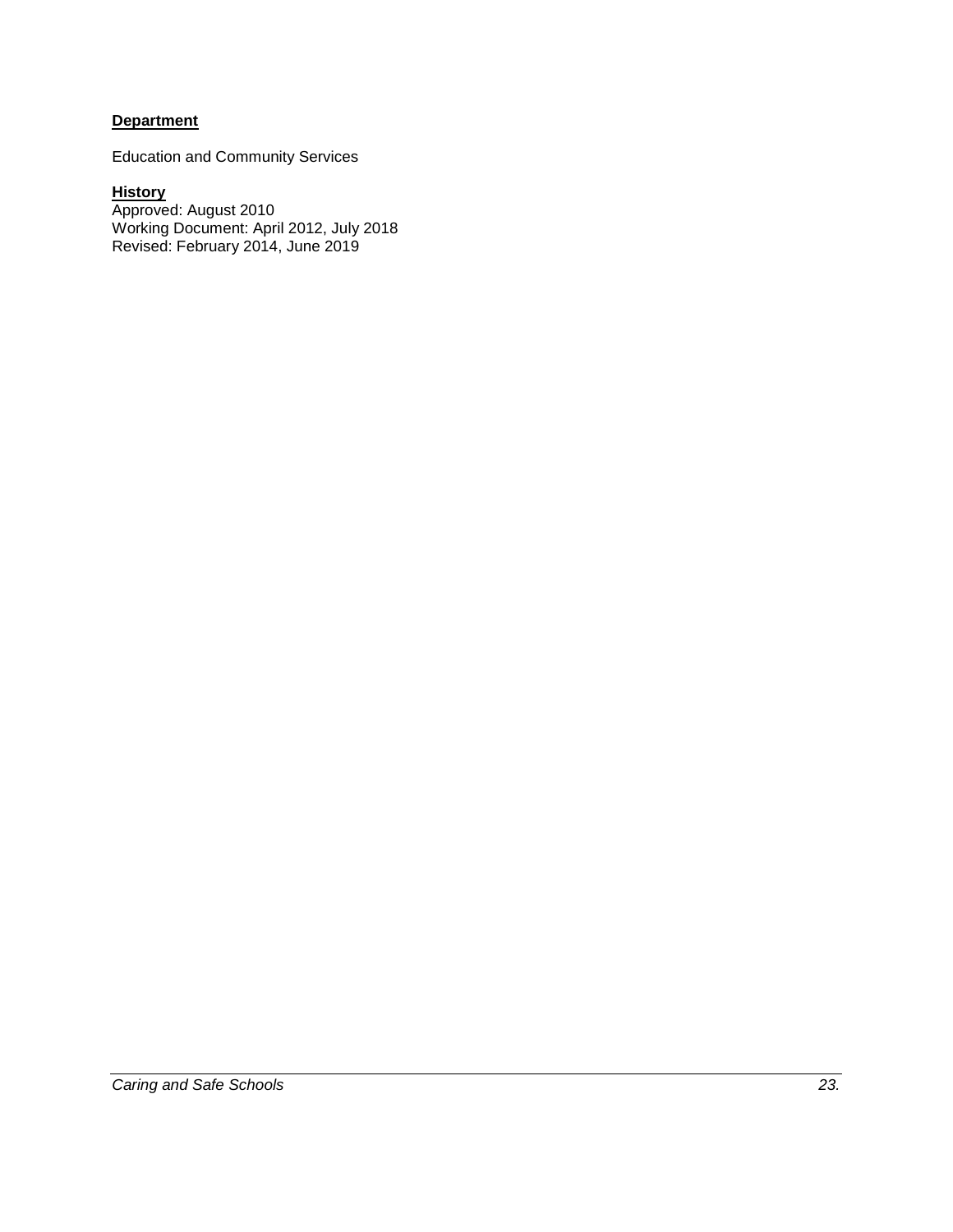**Department**

Education and Community Services

**History**

Approved: August 2010
Working Document: April 2012, July 2018
Revised: February 2014, June 2019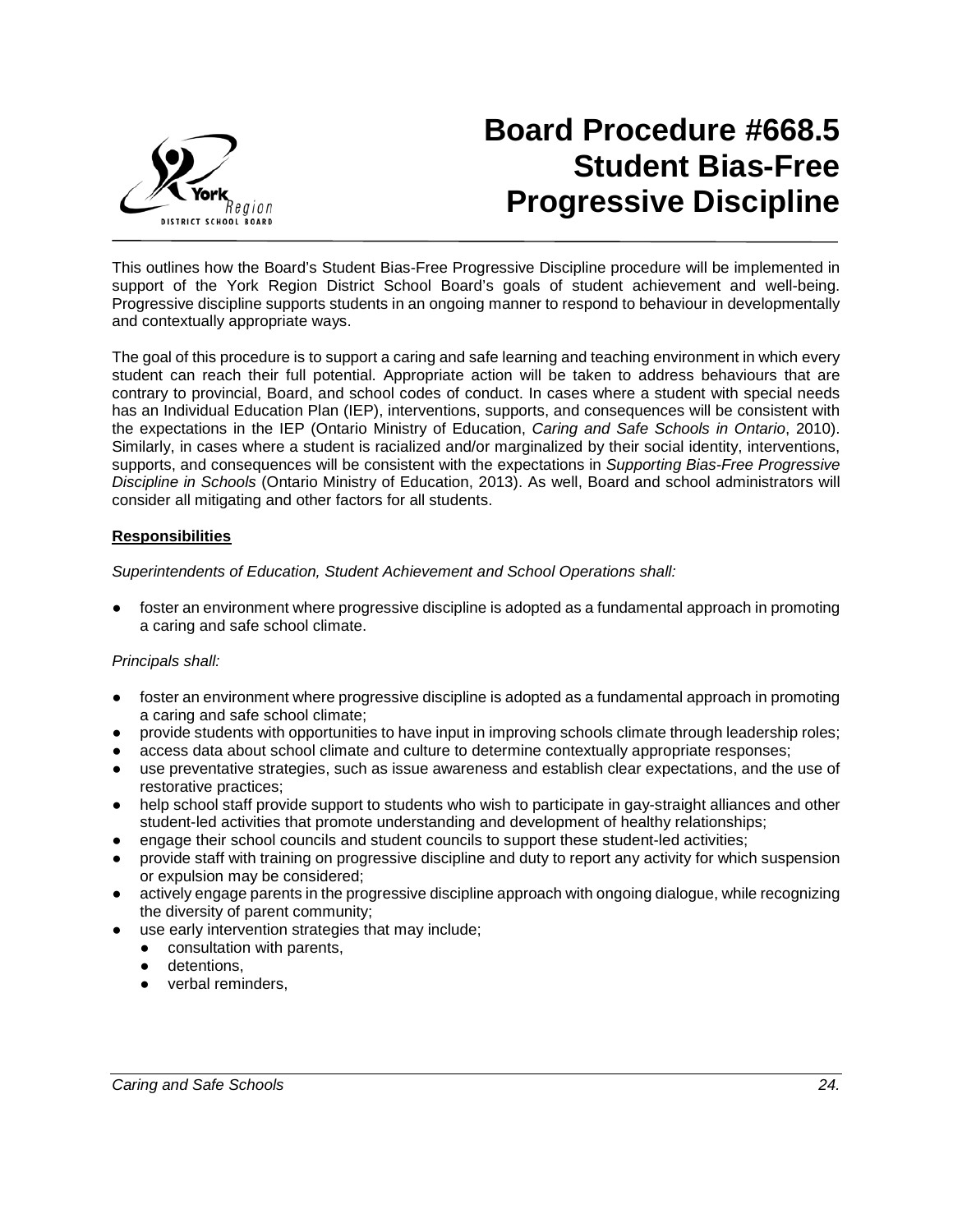# Board Procedure #668.5 Student Bias-Free Progressive Discipline

This outlines how the Board's Student Bias-Free Progressive Discipline procedure will be implemented in support of the York Region District School Board's goals of student achievement and well-being. Progressive discipline supports students in an ongoing manner to respond to behaviour in developmentally and contextually appropriate ways.

The goal of this procedure is to support a caring and safe learning and teaching environment in which every student can reach their full potential. Appropriate action will be taken to address behaviours that are contrary to provincial, Board, and school codes of conduct. In cases where a student with special needs has an Individual Education Plan (IEP), interventions, supports, and consequences will be consistent with the expectations in the IEP (Ontario Ministry of Education, *Caring and Safe Schools in Ontario*, 2010). Similarly, in cases where a student is racialized and/or marginalized by their social identity, interventions, supports, and consequences will be consistent with the expectations in *Supporting Bias-Free Progressive Discipline in Schools* (Ontario Ministry of Education, 2013). As well, Board and school administrators will consider all mitigating and other factors for all students.

**Responsibilities**

*Superintendents of Education, Student Achievement and School Operations shall:*

- foster an environment where progressive discipline is adopted as a fundamental approach in promoting a caring and safe school climate.

*Principals shall:*

- foster an environment where progressive discipline is adopted as a fundamental approach in promoting a caring and safe school climate;
- provide students with opportunities to have input in improving schools climate through leadership roles;
- access data about school climate and culture to determine contextually appropriate responses;
- use preventative strategies, such as issue awareness and establish clear expectations, and the use of restorative practices;
- help school staff provide support to students who wish to participate in gay-straight alliances and other student-led activities that promote understanding and development of healthy relationships;
- engage their school councils and student councils to support these student-led activities;
- provide staff with training on progressive discipline and duty to report any activity for which suspension or expulsion may be considered;
- actively engage parents in the progressive discipline approach with ongoing dialogue, while recognizing the diversity of parent community;
- use early intervention strategies that may include;
  - consultation with parents,
  - detentions,
  - verbal reminders,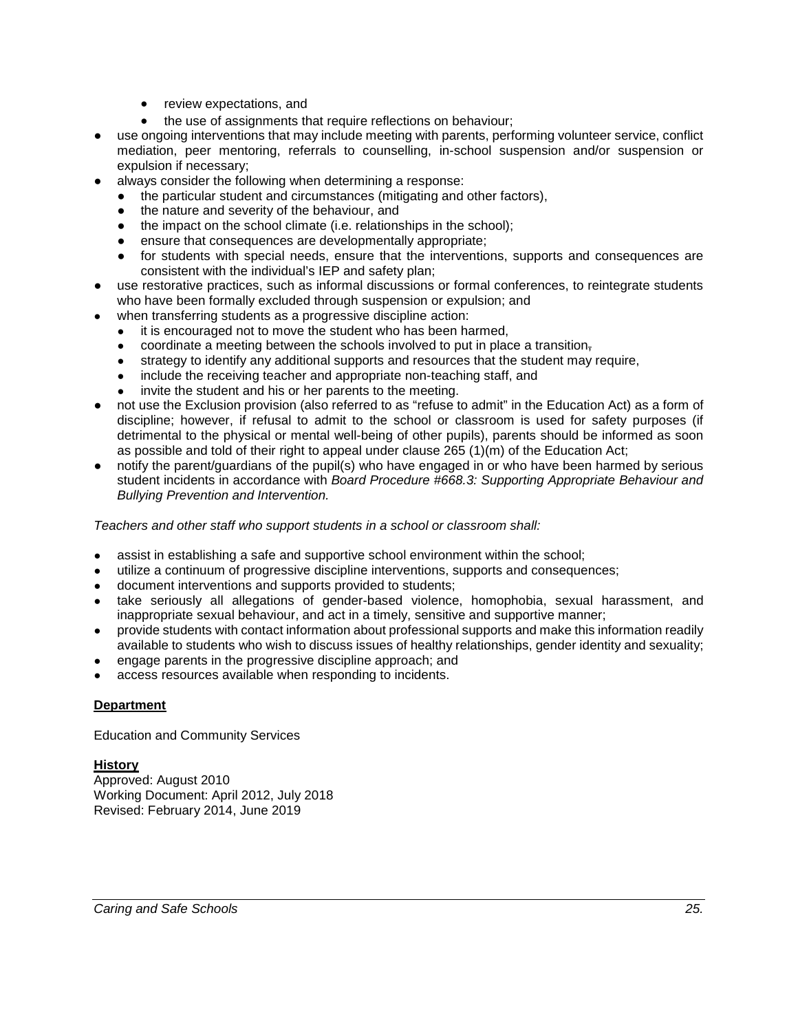- review expectations, and
    - the use of assignments that require reflections on behaviour;
- use ongoing interventions that may include meeting with parents, performing volunteer service, conflict mediation, peer mentoring, referrals to counselling, in-school suspension and/or suspension or expulsion if necessary;
- always consider the following when determining a response:
    - the particular student and circumstances (mitigating and other factors),
    - the nature and severity of the behaviour, and
    - the impact on the school climate (i.e. relationships in the school);
    - ensure that consequences are developmentally appropriate;
    - for students with special needs, ensure that the interventions, supports and consequences are consistent with the individual's IEP and safety plan;
- use restorative practices, such as informal discussions or formal conferences, to reintegrate students who have been formally excluded through suspension or expulsion; and
- when transferring students as a progressive discipline action:
    - it is encouraged not to move the student who has been harmed,
    - coordinate a meeting between the schools involved to put in place a transition~~,~~
    - strategy to identify any additional supports and resources that the student may require,
    - include the receiving teacher and appropriate non-teaching staff, and
    - invite the student and his or her parents to the meeting.
- not use the Exclusion provision (also referred to as "refuse to admit" in the Education Act) as a form of discipline; however, if refusal to admit to the school or classroom is used for safety purposes (if detrimental to the physical or mental well-being of other pupils), parents should be informed as soon as possible and told of their right to appeal under clause 265 (1)(m) of the Education Act;
- notify the parent/guardians of the pupil(s) who have engaged in or who have been harmed by serious student incidents in accordance with *Board Procedure #668.3: Supporting Appropriate Behaviour and Bullying Prevention and Intervention.*

*Teachers and other staff who support students in a school or classroom shall:*

- assist in establishing a safe and supportive school environment within the school;
- utilize a continuum of progressive discipline interventions, supports and consequences;
- document interventions and supports provided to students;
- take seriously all allegations of gender-based violence, homophobia, sexual harassment, and inappropriate sexual behaviour, and act in a timely, sensitive and supportive manner;
- provide students with contact information about professional supports and make this information readily available to students who wish to discuss issues of healthy relationships, gender identity and sexuality;
- engage parents in the progressive discipline approach; and
- access resources available when responding to incidents.

**Department**

Education and Community Services

**History**

Approved: August 2010
Working Document: April 2012, July 2018
Revised: February 2014, June 2019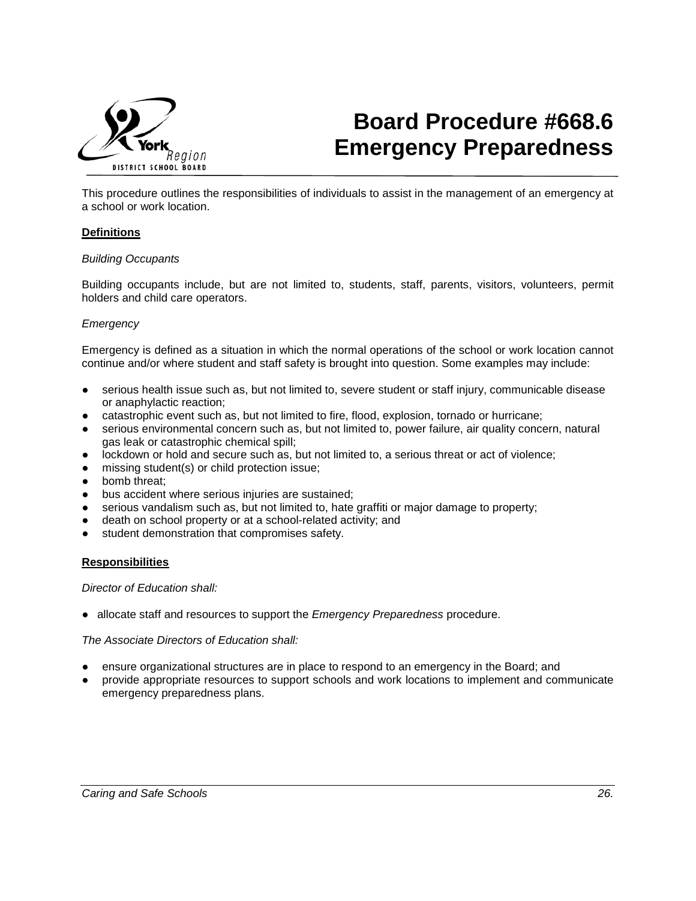# Board Procedure #668.6 Emergency Preparedness

This procedure outlines the responsibilities of individuals to assist in the management of an emergency at a school or work location.

**Definitions**

*Building Occupants*

Building occupants include, but are not limited to, students, staff, parents, visitors, volunteers, permit holders and child care operators.

*Emergency*

Emergency is defined as a situation in which the normal operations of the school or work location cannot continue and/or where student and staff safety is brought into question. Some examples may include:

- serious health issue such as, but not limited to, severe student or staff injury, communicable disease or anaphylactic reaction;
- catastrophic event such as, but not limited to fire, flood, explosion, tornado or hurricane;
- serious environmental concern such as, but not limited to, power failure, air quality concern, natural gas leak or catastrophic chemical spill;
- lockdown or hold and secure such as, but not limited to, a serious threat or act of violence;
- missing student(s) or child protection issue;
- bomb threat;
- bus accident where serious injuries are sustained;
- serious vandalism such as, but not limited to, hate graffiti or major damage to property;
- death on school property or at a school-related activity; and
- student demonstration that compromises safety.

**Responsibilities**

*Director of Education shall:*

- allocate staff and resources to support the *Emergency Preparedness* procedure.

*The Associate Directors of Education shall:*

- ensure organizational structures are in place to respond to an emergency in the Board; and
- provide appropriate resources to support schools and work locations to implement and communicate emergency preparedness plans.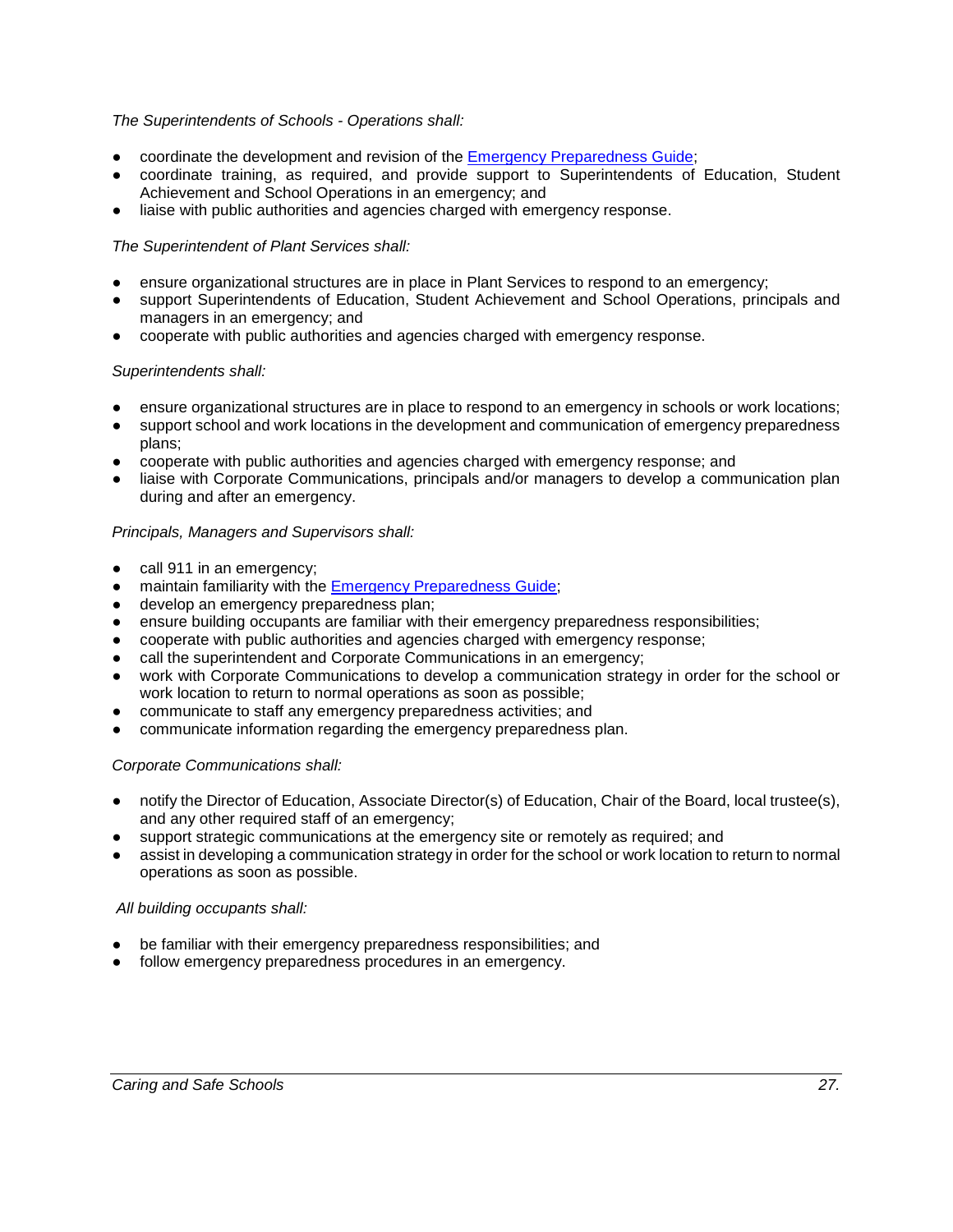*The Superintendents of Schools - Operations shall:*

- coordinate the development and revision of the [Emergency Preparedness Guide](#);
- coordinate training, as required, and provide support to Superintendents of Education, Student Achievement and School Operations in an emergency; and
- liaise with public authorities and agencies charged with emergency response.

*The Superintendent of Plant Services shall:*

- ensure organizational structures are in place in Plant Services to respond to an emergency;
- support Superintendents of Education, Student Achievement and School Operations, principals and managers in an emergency; and
- cooperate with public authorities and agencies charged with emergency response.

*Superintendents shall:*

- ensure organizational structures are in place to respond to an emergency in schools or work locations;
- support school and work locations in the development and communication of emergency preparedness plans;
- cooperate with public authorities and agencies charged with emergency response; and
- liaise with Corporate Communications, principals and/or managers to develop a communication plan during and after an emergency.

*Principals, Managers and Supervisors shall:*

- call 911 in an emergency;
- maintain familiarity with the [Emergency Preparedness Guide](#);
- develop an emergency preparedness plan;
- ensure building occupants are familiar with their emergency preparedness responsibilities;
- cooperate with public authorities and agencies charged with emergency response;
- call the superintendent and Corporate Communications in an emergency;
- work with Corporate Communications to develop a communication strategy in order for the school or work location to return to normal operations as soon as possible;
- communicate to staff any emergency preparedness activities; and
- communicate information regarding the emergency preparedness plan.

*Corporate Communications shall:*

- notify the Director of Education, Associate Director(s) of Education, Chair of the Board, local trustee(s), and any other required staff of an emergency;
- support strategic communications at the emergency site or remotely as required; and
- assist in developing a communication strategy in order for the school or work location to return to normal operations as soon as possible.

*All building occupants shall:*

- be familiar with their emergency preparedness responsibilities; and
- follow emergency preparedness procedures in an emergency.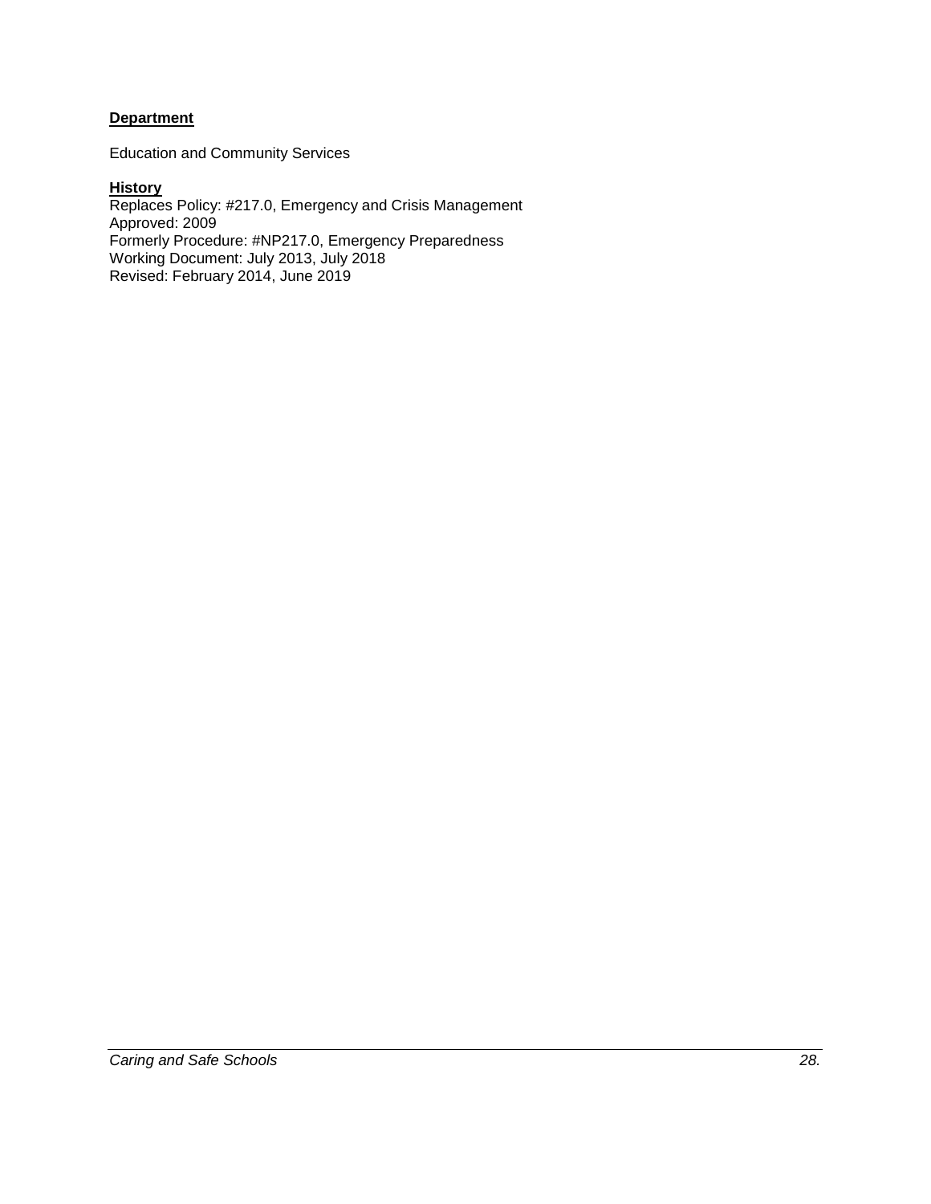**Department**

Education and Community Services

**History**

Replaces Policy: #217.0, Emergency and Crisis Management
Approved: 2009
Formerly Procedure: #NP217.0, Emergency Preparedness
Working Document: July 2013, July 2018
Revised: February 2014, June 2019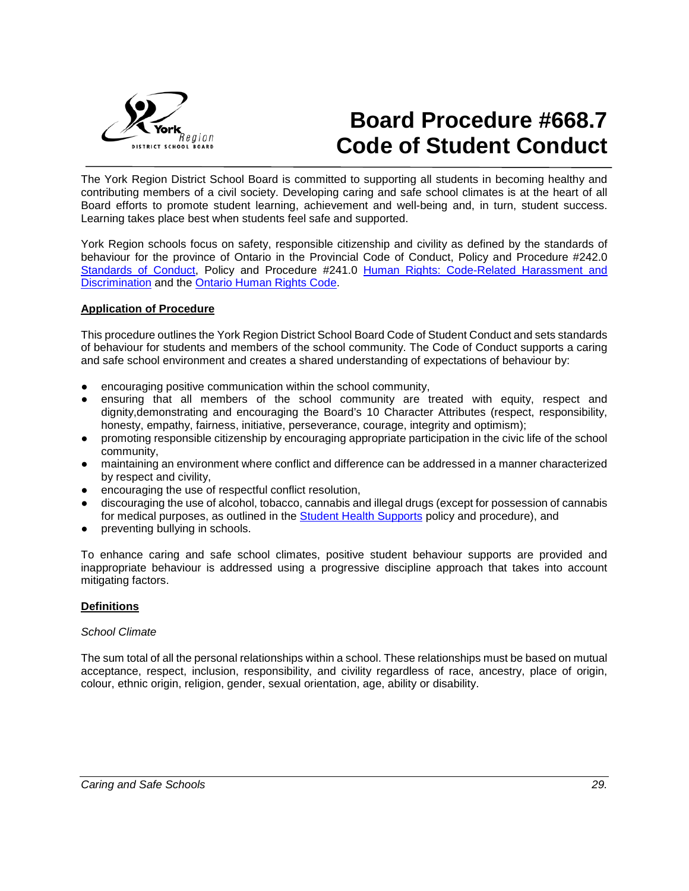# Board Procedure #668.7
# Code of Student Conduct

The York Region District School Board is committed to supporting all students in becoming healthy and contributing members of a civil society. Developing caring and safe school climates is at the heart of all Board efforts to promote student learning, achievement and well-being and, in turn, student success. Learning takes place best when students feel safe and supported.

York Region schools focus on safety, responsible citizenship and civility as defined by the standards of behaviour for the province of Ontario in the Provincial Code of Conduct, Policy and Procedure #242.0 Standards of Conduct, Policy and Procedure #241.0 Human Rights: Code-Related Harassment and Discrimination and the Ontario Human Rights Code.

**Application of Procedure**

This procedure outlines the York Region District School Board Code of Student Conduct and sets standards of behaviour for students and members of the school community. The Code of Conduct supports a caring and safe school environment and creates a shared understanding of expectations of behaviour by:

- encouraging positive communication within the school community,
- ensuring that all members of the school community are treated with equity, respect and dignity,demonstrating and encouraging the Board's 10 Character Attributes (respect, responsibility, honesty, empathy, fairness, initiative, perseverance, courage, integrity and optimism);
- promoting responsible citizenship by encouraging appropriate participation in the civic life of the school community,
- maintaining an environment where conflict and difference can be addressed in a manner characterized by respect and civility,
- encouraging the use of respectful conflict resolution,
- discouraging the use of alcohol, tobacco, cannabis and illegal drugs (except for possession of cannabis for medical purposes, as outlined in the Student Health Supports policy and procedure), and
- preventing bullying in schools.

To enhance caring and safe school climates, positive student behaviour supports are provided and inappropriate behaviour is addressed using a progressive discipline approach that takes into account mitigating factors.

**Definitions**

*School Climate*

The sum total of all the personal relationships within a school. These relationships must be based on mutual acceptance, respect, inclusion, responsibility, and civility regardless of race, ancestry, place of origin, colour, ethnic origin, religion, gender, sexual orientation, age, ability or disability.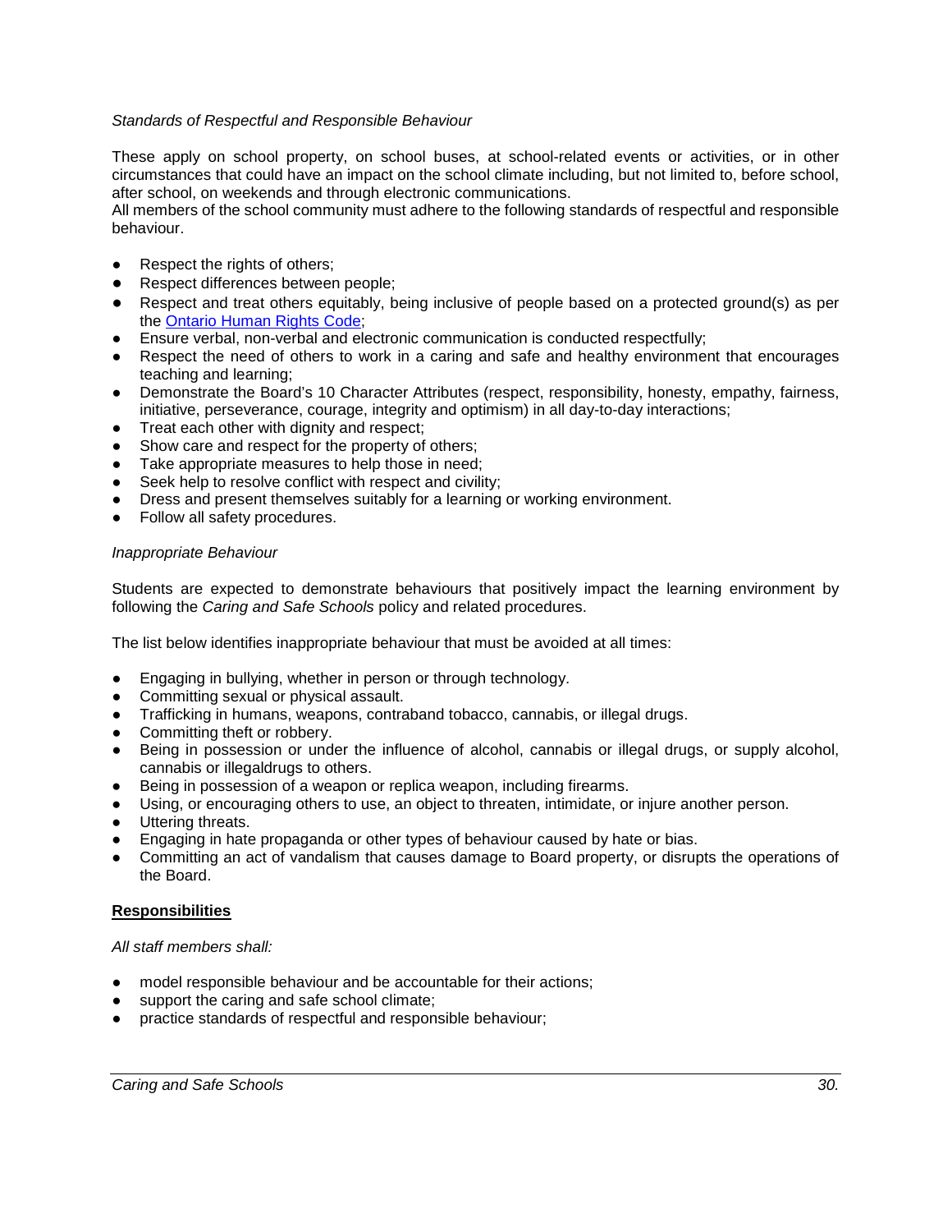*Standards of Respectful and Responsible Behaviour*

These apply on school property, on school buses, at school-related events or activities, or in other circumstances that could have an impact on the school climate including, but not limited to, before school, after school, on weekends and through electronic communications.
All members of the school community must adhere to the following standards of respectful and responsible behaviour.

- Respect the rights of others;
- Respect differences between people;
- Respect and treat others equitably, being inclusive of people based on a protected ground(s) as per the [Ontario Human Rights Code](Ontario Human Rights Code);
- Ensure verbal, non-verbal and electronic communication is conducted respectfully;
- Respect the need of others to work in a caring and safe and healthy environment that encourages teaching and learning;
- Demonstrate the Board's 10 Character Attributes (respect, responsibility, honesty, empathy, fairness, initiative, perseverance, courage, integrity and optimism) in all day-to-day interactions;
- Treat each other with dignity and respect;
- Show care and respect for the property of others;
- Take appropriate measures to help those in need;
- Seek help to resolve conflict with respect and civility;
- Dress and present themselves suitably for a learning or working environment.
- Follow all safety procedures.

*Inappropriate Behaviour*

Students are expected to demonstrate behaviours that positively impact the learning environment by following the *Caring and Safe Schools* policy and related procedures.

The list below identifies inappropriate behaviour that must be avoided at all times:

- Engaging in bullying, whether in person or through technology.
- Committing sexual or physical assault.
- Trafficking in humans, weapons, contraband tobacco, cannabis, or illegal drugs.
- Committing theft or robbery.
- Being in possession or under the influence of alcohol, cannabis or illegal drugs, or supply alcohol, cannabis or illegaldrugs to others.
- Being in possession of a weapon or replica weapon, including firearms.
- Using, or encouraging others to use, an object to threaten, intimidate, or injure another person.
- Uttering threats.
- Engaging in hate propaganda or other types of behaviour caused by hate or bias.
- Committing an act of vandalism that causes damage to Board property, or disrupts the operations of the Board.

**Responsibilities**

*All staff members shall:*

- model responsible behaviour and be accountable for their actions;
- support the caring and safe school climate;
- practice standards of respectful and responsible behaviour;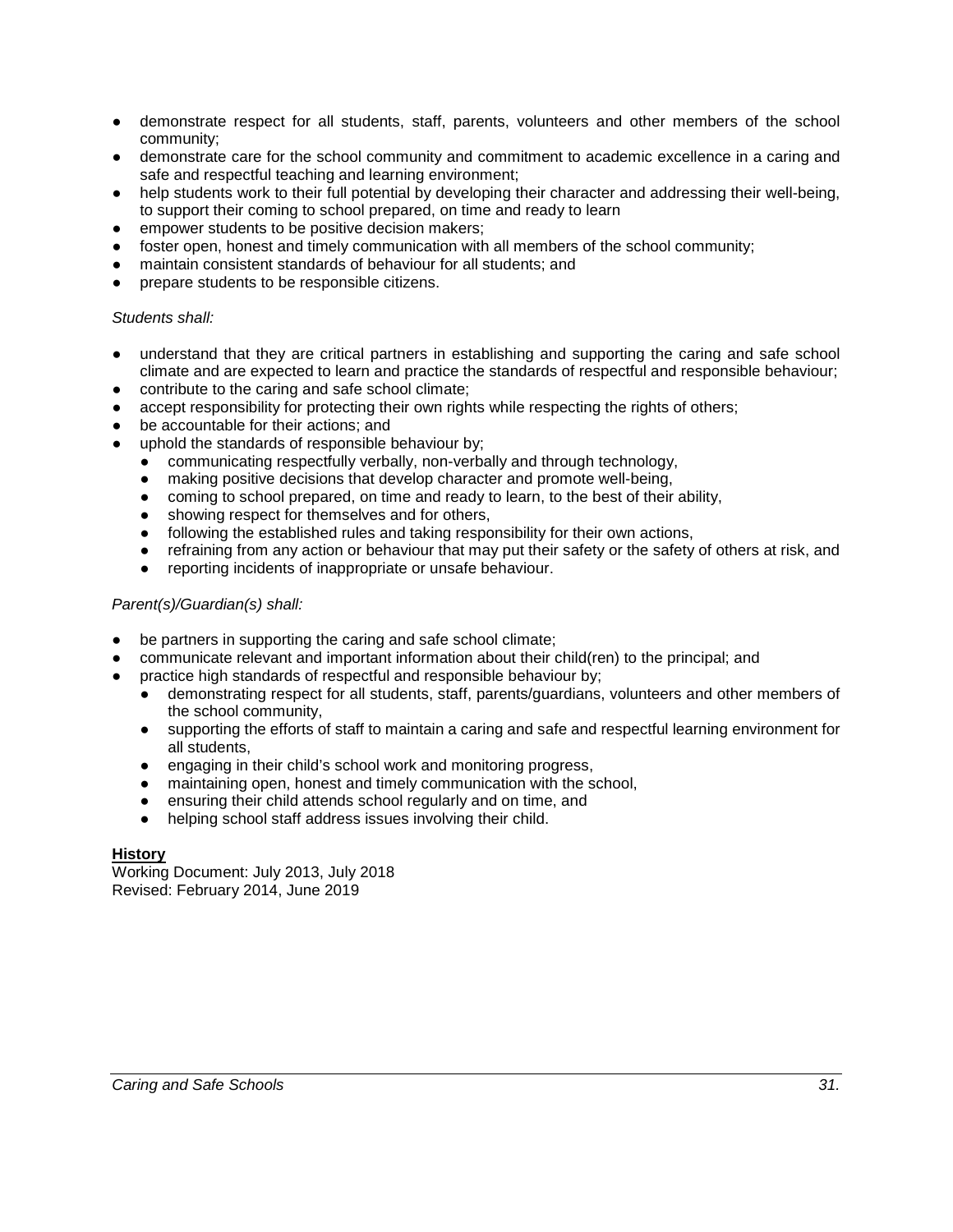- demonstrate respect for all students, staff, parents, volunteers and other members of the school community;
- demonstrate care for the school community and commitment to academic excellence in a caring and safe and respectful teaching and learning environment;
- help students work to their full potential by developing their character and addressing their well-being, to support their coming to school prepared, on time and ready to learn
- empower students to be positive decision makers;
- foster open, honest and timely communication with all members of the school community;
- maintain consistent standards of behaviour for all students; and
- prepare students to be responsible citizens.

*Students shall:*

- understand that they are critical partners in establishing and supporting the caring and safe school climate and are expected to learn and practice the standards of respectful and responsible behaviour;
- contribute to the caring and safe school climate;
- accept responsibility for protecting their own rights while respecting the rights of others;
- be accountable for their actions; and
- uphold the standards of responsible behaviour by;
  - communicating respectfully verbally, non-verbally and through technology,
  - making positive decisions that develop character and promote well-being,
  - coming to school prepared, on time and ready to learn, to the best of their ability,
  - showing respect for themselves and for others,
  - following the established rules and taking responsibility for their own actions,
  - refraining from any action or behaviour that may put their safety or the safety of others at risk, and
  - reporting incidents of inappropriate or unsafe behaviour.

*Parent(s)/Guardian(s) shall:*

- be partners in supporting the caring and safe school climate;
- communicate relevant and important information about their child(ren) to the principal; and
- practice high standards of respectful and responsible behaviour by;
  - demonstrating respect for all students, staff, parents/guardians, volunteers and other members of the school community,
  - supporting the efforts of staff to maintain a caring and safe and respectful learning environment for all students,
  - engaging in their child's school work and monitoring progress,
  - maintaining open, honest and timely communication with the school,
  - ensuring their child attends school regularly and on time, and
  - helping school staff address issues involving their child.

**History**
Working Document: July 2013, July 2018
Revised: February 2014, June 2019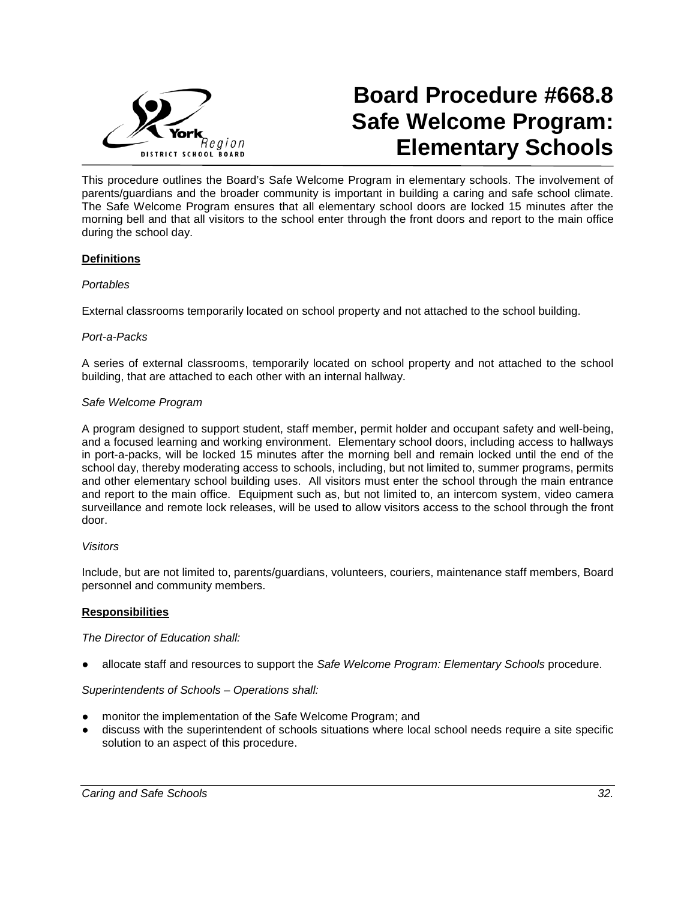# Board Procedure #668.8 Safe Welcome Program: Elementary Schools

This procedure outlines the Board's Safe Welcome Program in elementary schools. The involvement of parents/guardians and the broader community is important in building a caring and safe school climate. The Safe Welcome Program ensures that all elementary school doors are locked 15 minutes after the morning bell and that all visitors to the school enter through the front doors and report to the main office during the school day.

## Definitions

*Portables*

External classrooms temporarily located on school property and not attached to the school building.

*Port-a-Packs*

A series of external classrooms, temporarily located on school property and not attached to the school building, that are attached to each other with an internal hallway.

*Safe Welcome Program*

A program designed to support student, staff member, permit holder and occupant safety and well-being, and a focused learning and working environment. Elementary school doors, including access to hallways in port-a-packs, will be locked 15 minutes after the morning bell and remain locked until the end of the school day, thereby moderating access to schools, including, but not limited to, summer programs, permits and other elementary school building uses. All visitors must enter the school through the main entrance and report to the main office. Equipment such as, but not limited to, an intercom system, video camera surveillance and remote lock releases, will be used to allow visitors access to the school through the front door.

*Visitors*

Include, but are not limited to, parents/guardians, volunteers, couriers, maintenance staff members, Board personnel and community members.

## Responsibilities

*The Director of Education shall:*

- allocate staff and resources to support the *Safe Welcome Program: Elementary Schools* procedure.

*Superintendents of Schools – Operations shall:*

- monitor the implementation of the Safe Welcome Program; and
- discuss with the superintendent of schools situations where local school needs require a site specific solution to an aspect of this procedure.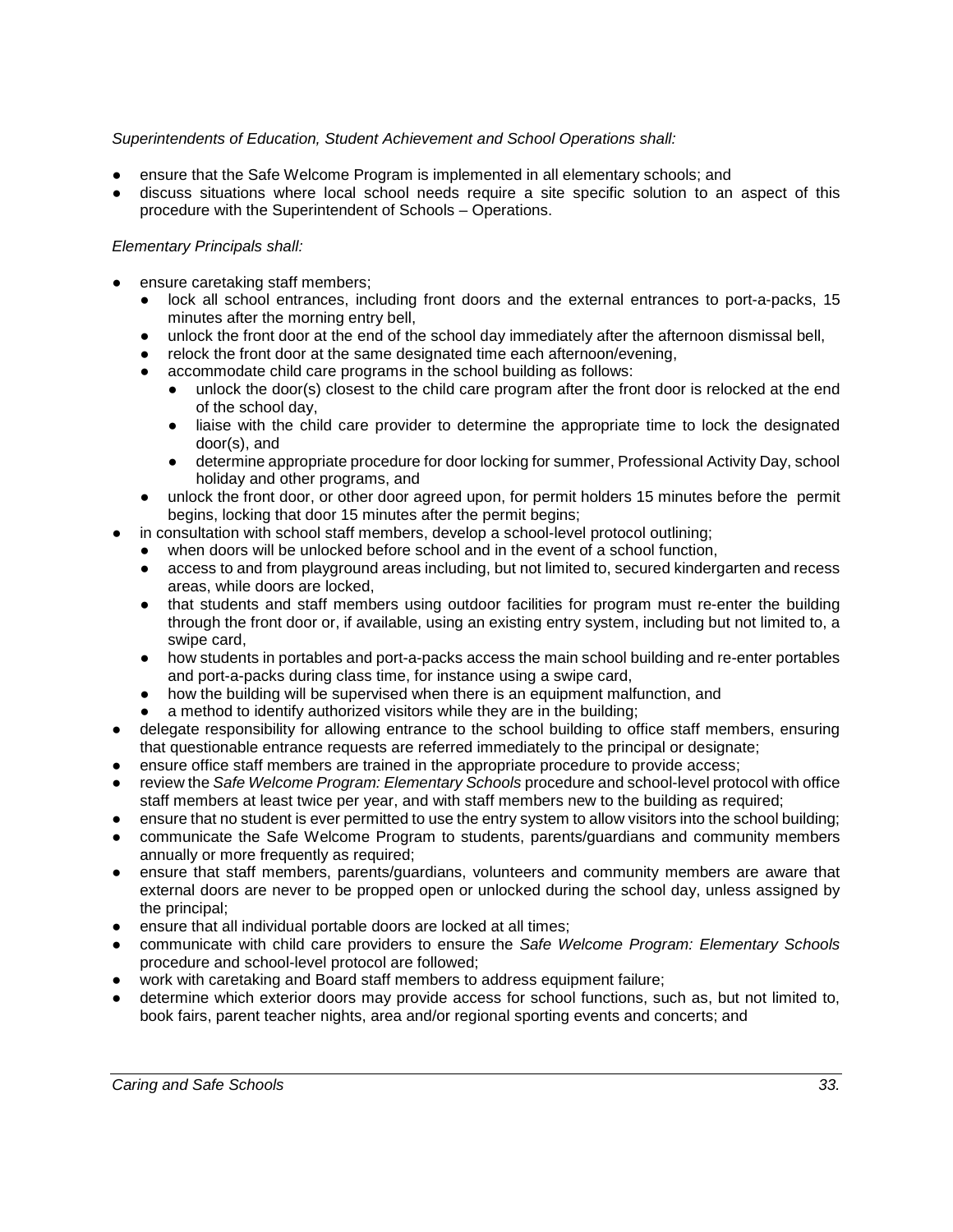*Superintendents of Education, Student Achievement and School Operations shall:*

- ensure that the Safe Welcome Program is implemented in all elementary schools; and
- discuss situations where local school needs require a site specific solution to an aspect of this procedure with the Superintendent of Schools – Operations.

*Elementary Principals shall:*

- ensure caretaking staff members;
  - lock all school entrances, including front doors and the external entrances to port-a-packs, 15 minutes after the morning entry bell,
  - unlock the front door at the end of the school day immediately after the afternoon dismissal bell,
  - relock the front door at the same designated time each afternoon/evening,
  - accommodate child care programs in the school building as follows:
    - unlock the door(s) closest to the child care program after the front door is relocked at the end of the school day,
    - liaise with the child care provider to determine the appropriate time to lock the designated door(s), and
    - determine appropriate procedure for door locking for summer, Professional Activity Day, school holiday and other programs, and
  - unlock the front door, or other door agreed upon, for permit holders 15 minutes before the permit begins, locking that door 15 minutes after the permit begins;
- in consultation with school staff members, develop a school-level protocol outlining;
  - when doors will be unlocked before school and in the event of a school function,
  - access to and from playground areas including, but not limited to, secured kindergarten and recess areas, while doors are locked,
  - that students and staff members using outdoor facilities for program must re-enter the building through the front door or, if available, using an existing entry system, including but not limited to, a swipe card,
  - how students in portables and port-a-packs access the main school building and re-enter portables and port-a-packs during class time, for instance using a swipe card,
  - how the building will be supervised when there is an equipment malfunction, and
  - a method to identify authorized visitors while they are in the building;
- delegate responsibility for allowing entrance to the school building to office staff members, ensuring that questionable entrance requests are referred immediately to the principal or designate;
- ensure office staff members are trained in the appropriate procedure to provide access;
- review the *Safe Welcome Program: Elementary Schools* procedure and school-level protocol with office staff members at least twice per year, and with staff members new to the building as required;
- ensure that no student is ever permitted to use the entry system to allow visitors into the school building;
- communicate the Safe Welcome Program to students, parents/guardians and community members annually or more frequently as required;
- ensure that staff members, parents/guardians, volunteers and community members are aware that external doors are never to be propped open or unlocked during the school day, unless assigned by the principal;
- ensure that all individual portable doors are locked at all times;
- communicate with child care providers to ensure the *Safe Welcome Program: Elementary Schools* procedure and school-level protocol are followed;
- work with caretaking and Board staff members to address equipment failure;
- determine which exterior doors may provide access for school functions, such as, but not limited to, book fairs, parent teacher nights, area and/or regional sporting events and concerts; and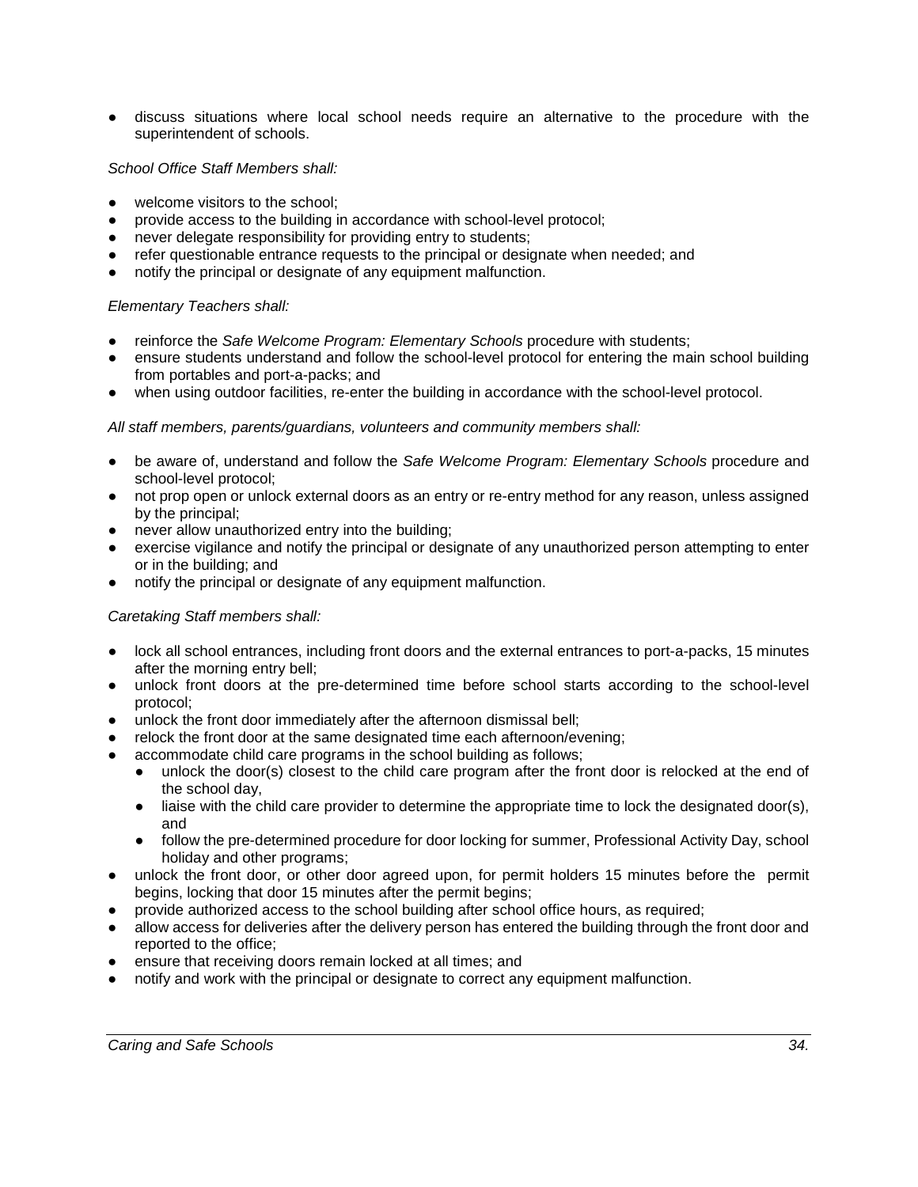- discuss situations where local school needs require an alternative to the procedure with the superintendent of schools.

*School Office Staff Members shall:*

- welcome visitors to the school;
- provide access to the building in accordance with school-level protocol;
- never delegate responsibility for providing entry to students;
- refer questionable entrance requests to the principal or designate when needed; and
- notify the principal or designate of any equipment malfunction.

*Elementary Teachers shall:*

- reinforce the *Safe Welcome Program: Elementary Schools* procedure with students;
- ensure students understand and follow the school-level protocol for entering the main school building from portables and port-a-packs; and
- when using outdoor facilities, re-enter the building in accordance with the school-level protocol.

*All staff members, parents/guardians, volunteers and community members shall:*

- be aware of, understand and follow the *Safe Welcome Program: Elementary Schools* procedure and school-level protocol;
- not prop open or unlock external doors as an entry or re-entry method for any reason, unless assigned by the principal;
- never allow unauthorized entry into the building;
- exercise vigilance and notify the principal or designate of any unauthorized person attempting to enter or in the building; and
- notify the principal or designate of any equipment malfunction.

*Caretaking Staff members shall:*

- lock all school entrances, including front doors and the external entrances to port-a-packs, 15 minutes after the morning entry bell;
- unlock front doors at the pre-determined time before school starts according to the school-level protocol;
- unlock the front door immediately after the afternoon dismissal bell;
- relock the front door at the same designated time each afternoon/evening;
- accommodate child care programs in the school building as follows;
  - unlock the door(s) closest to the child care program after the front door is relocked at the end of the school day,
  - liaise with the child care provider to determine the appropriate time to lock the designated door(s), and
  - follow the pre-determined procedure for door locking for summer, Professional Activity Day, school holiday and other programs;
- unlock the front door, or other door agreed upon, for permit holders 15 minutes before the permit begins, locking that door 15 minutes after the permit begins;
- provide authorized access to the school building after school office hours, as required;
- allow access for deliveries after the delivery person has entered the building through the front door and reported to the office;
- ensure that receiving doors remain locked at all times; and
- notify and work with the principal or designate to correct any equipment malfunction.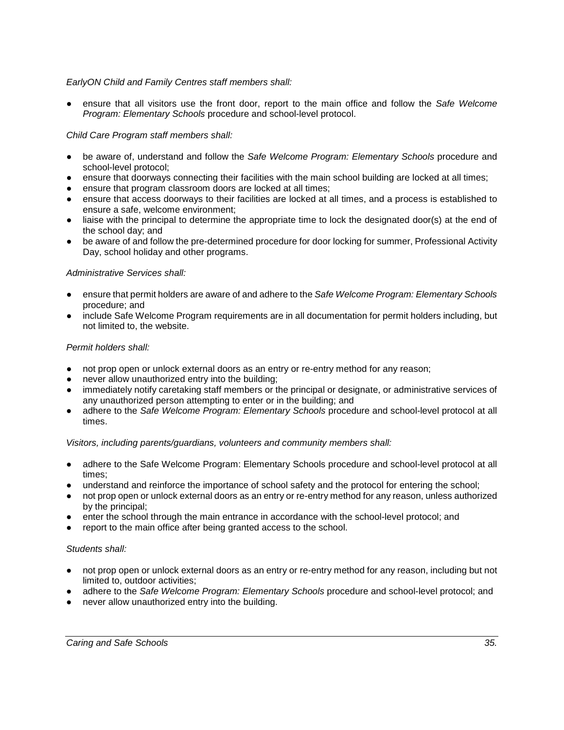*EarlyON Child and Family Centres staff members shall:*

- ensure that all visitors use the front door, report to the main office and follow the *Safe Welcome Program: Elementary Schools* procedure and school-level protocol.

*Child Care Program staff members shall:*

- be aware of, understand and follow the *Safe Welcome Program: Elementary Schools* procedure and school-level protocol;
- ensure that doorways connecting their facilities with the main school building are locked at all times;
- ensure that program classroom doors are locked at all times;
- ensure that access doorways to their facilities are locked at all times, and a process is established to ensure a safe, welcome environment;
- liaise with the principal to determine the appropriate time to lock the designated door(s) at the end of the school day; and
- be aware of and follow the pre-determined procedure for door locking for summer, Professional Activity Day, school holiday and other programs.

*Administrative Services shall:*

- ensure that permit holders are aware of and adhere to the *Safe Welcome Program: Elementary Schools* procedure; and
- include Safe Welcome Program requirements are in all documentation for permit holders including, but not limited to, the website.

*Permit holders shall:*

- not prop open or unlock external doors as an entry or re-entry method for any reason;
- never allow unauthorized entry into the building;
- immediately notify caretaking staff members or the principal or designate, or administrative services of any unauthorized person attempting to enter or in the building; and
- adhere to the *Safe Welcome Program: Elementary Schools* procedure and school-level protocol at all times.

*Visitors, including parents/guardians, volunteers and community members shall:*

- adhere to the Safe Welcome Program: Elementary Schools procedure and school-level protocol at all times;
- understand and reinforce the importance of school safety and the protocol for entering the school;
- not prop open or unlock external doors as an entry or re-entry method for any reason, unless authorized by the principal;
- enter the school through the main entrance in accordance with the school-level protocol; and
- report to the main office after being granted access to the school.

*Students shall:*

- not prop open or unlock external doors as an entry or re-entry method for any reason, including but not limited to, outdoor activities;
- adhere to the *Safe Welcome Program: Elementary Schools* procedure and school-level protocol; and
- never allow unauthorized entry into the building.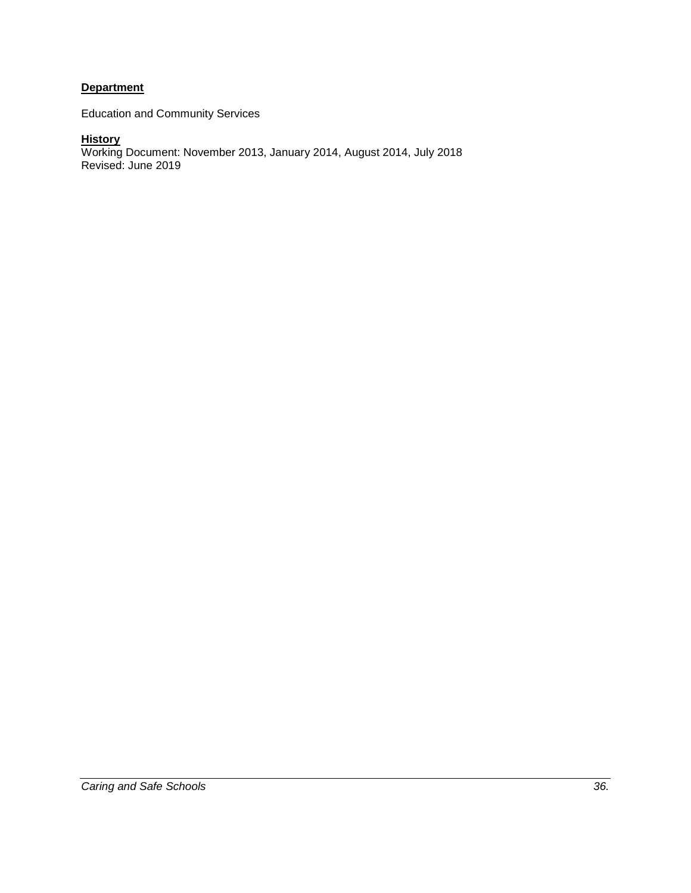**Department**

Education and Community Services

**History**

Working Document: November 2013, January 2014, August 2014, July 2018
Revised: June 2019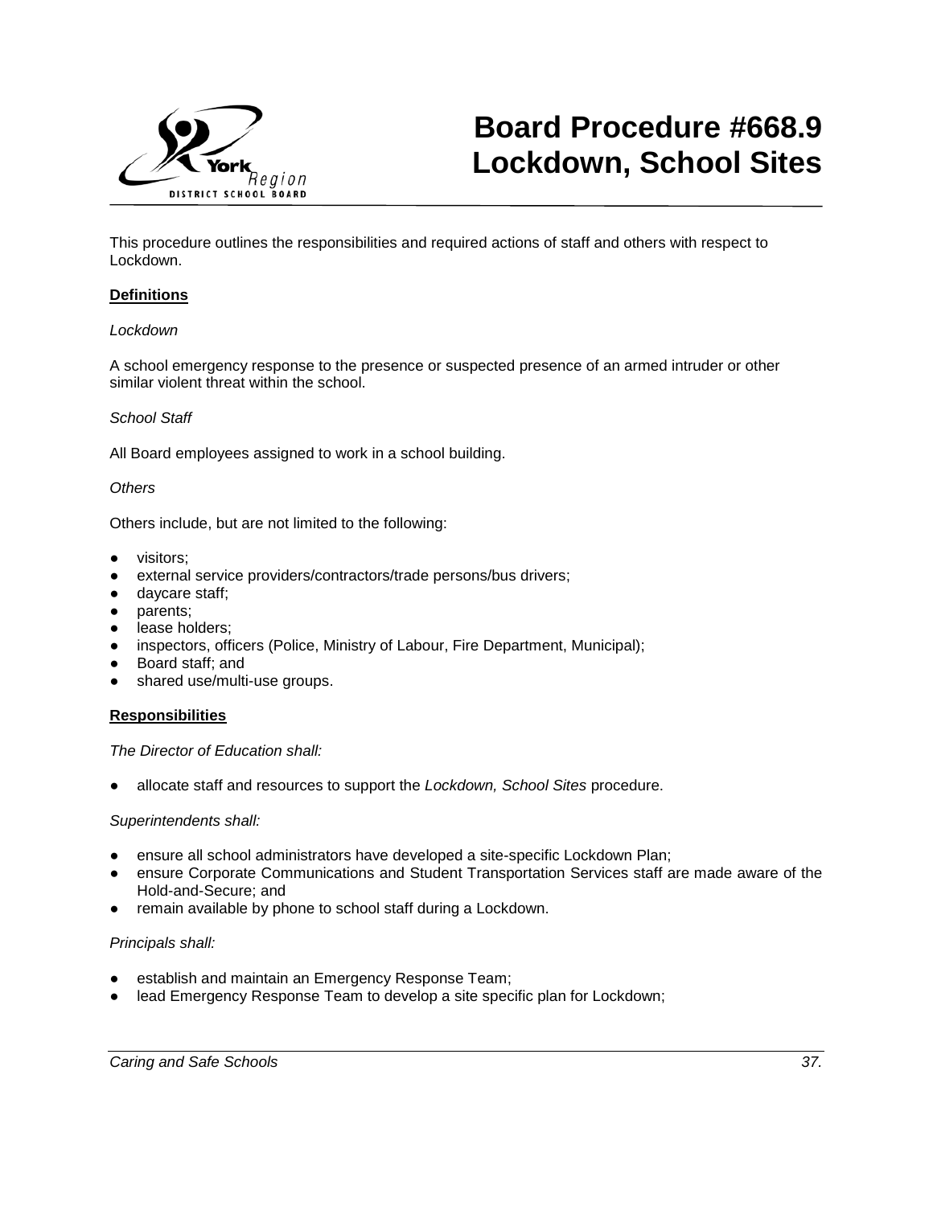# Board Procedure #668.9 Lockdown, School Sites

This procedure outlines the responsibilities and required actions of staff and others with respect to Lockdown.

**Definitions**

*Lockdown*

A school emergency response to the presence or suspected presence of an armed intruder or other similar violent threat within the school.

*School Staff*

All Board employees assigned to work in a school building.

*Others*

Others include, but are not limited to the following:

- visitors;
- external service providers/contractors/trade persons/bus drivers;
- daycare staff;
- parents;
- lease holders;
- inspectors, officers (Police, Ministry of Labour, Fire Department, Municipal);
- Board staff; and
- shared use/multi-use groups.

**Responsibilities**

*The Director of Education shall:*

- allocate staff and resources to support the *Lockdown, School Sites* procedure.

*Superintendents shall:*

- ensure all school administrators have developed a site-specific Lockdown Plan;
- ensure Corporate Communications and Student Transportation Services staff are made aware of the Hold-and-Secure; and
- remain available by phone to school staff during a Lockdown.

*Principals shall:*

- establish and maintain an Emergency Response Team;
- lead Emergency Response Team to develop a site specific plan for Lockdown;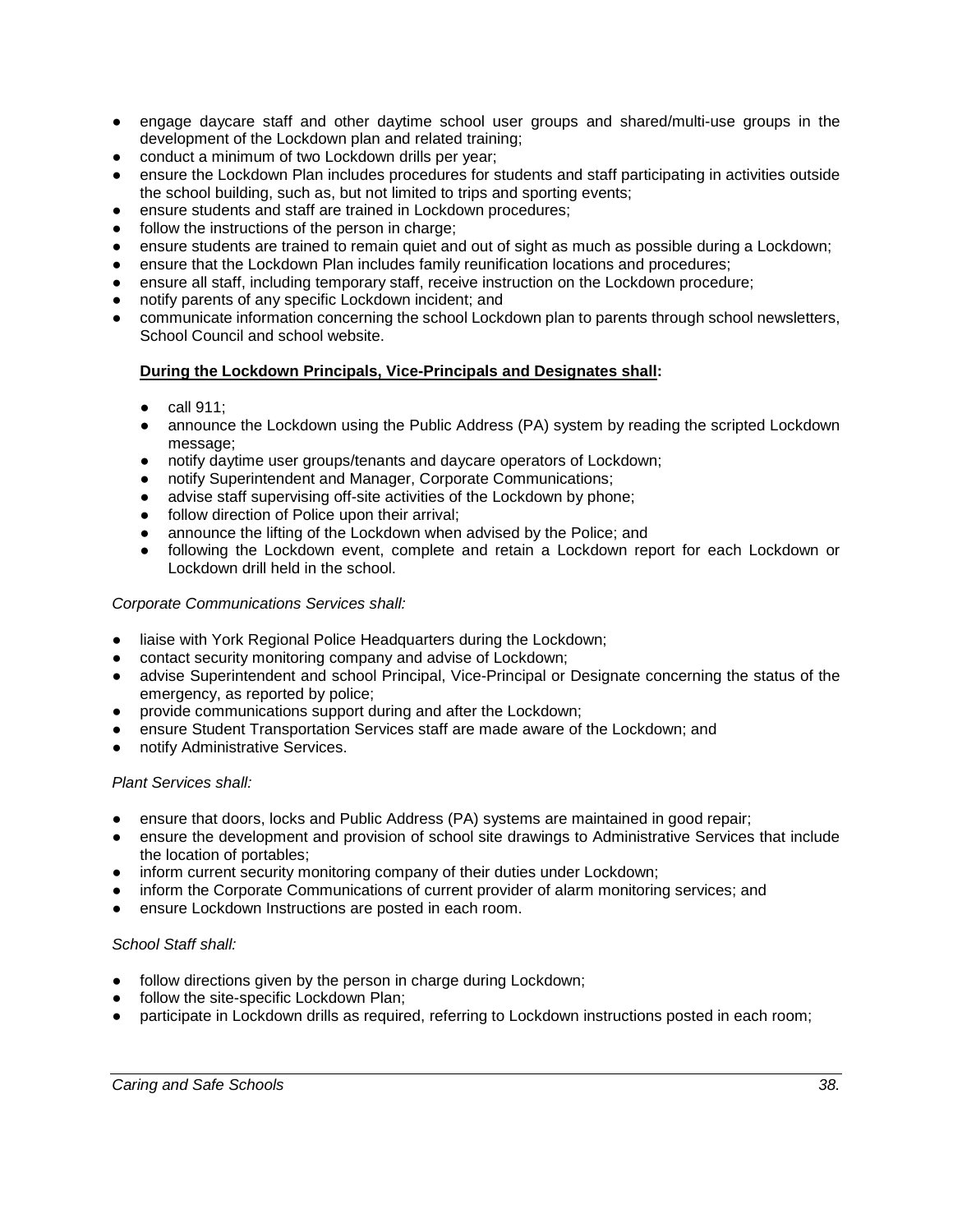- engage daycare staff and other daytime school user groups and shared/multi-use groups in the development of the Lockdown plan and related training;
- conduct a minimum of two Lockdown drills per year;
- ensure the Lockdown Plan includes procedures for students and staff participating in activities outside the school building, such as, but not limited to trips and sporting events;
- ensure students and staff are trained in Lockdown procedures;
- follow the instructions of the person in charge;
- ensure students are trained to remain quiet and out of sight as much as possible during a Lockdown;
- ensure that the Lockdown Plan includes family reunification locations and procedures;
- ensure all staff, including temporary staff, receive instruction on the Lockdown procedure;
- notify parents of any specific Lockdown incident; and
- communicate information concerning the school Lockdown plan to parents through school newsletters, School Council and school website.

**<u>During the Lockdown Principals, Vice-Principals and Designates shall</u>:**

- call 911;
- announce the Lockdown using the Public Address (PA) system by reading the scripted Lockdown message;
- notify daytime user groups/tenants and daycare operators of Lockdown;
- notify Superintendent and Manager, Corporate Communications;
- advise staff supervising off-site activities of the Lockdown by phone;
- follow direction of Police upon their arrival;
- announce the lifting of the Lockdown when advised by the Police; and
- following the Lockdown event, complete and retain a Lockdown report for each Lockdown or Lockdown drill held in the school.

*Corporate Communications Services shall:*

- liaise with York Regional Police Headquarters during the Lockdown;
- contact security monitoring company and advise of Lockdown;
- advise Superintendent and school Principal, Vice-Principal or Designate concerning the status of the emergency, as reported by police;
- provide communications support during and after the Lockdown;
- ensure Student Transportation Services staff are made aware of the Lockdown; and
- notify Administrative Services.

*Plant Services shall:*

- ensure that doors, locks and Public Address (PA) systems are maintained in good repair;
- ensure the development and provision of school site drawings to Administrative Services that include the location of portables;
- inform current security monitoring company of their duties under Lockdown;
- inform the Corporate Communications of current provider of alarm monitoring services; and
- ensure Lockdown Instructions are posted in each room.

*School Staff shall:*

- follow directions given by the person in charge during Lockdown;
- follow the site-specific Lockdown Plan;
- participate in Lockdown drills as required, referring to Lockdown instructions posted in each room;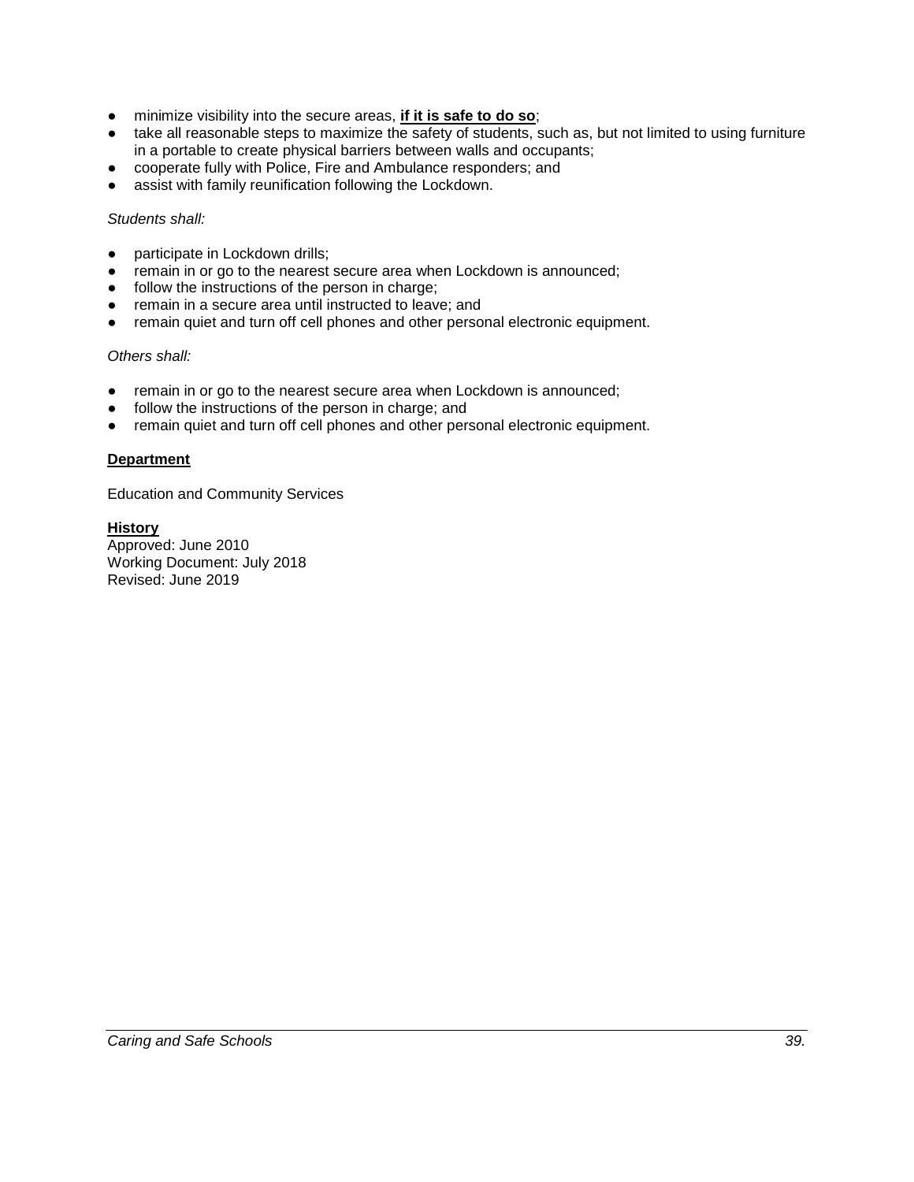- minimize visibility into the secure areas, **<u>if it is safe to do so</u>**;
- take all reasonable steps to maximize the safety of students, such as, but not limited to using furniture in a portable to create physical barriers between walls and occupants;
- cooperate fully with Police, Fire and Ambulance responders; and
- assist with family reunification following the Lockdown.

*Students shall:*

- participate in Lockdown drills;
- remain in or go to the nearest secure area when Lockdown is announced;
- follow the instructions of the person in charge;
- remain in a secure area until instructed to leave; and
- remain quiet and turn off cell phones and other personal electronic equipment.

*Others shall:*

- remain in or go to the nearest secure area when Lockdown is announced;
- follow the instructions of the person in charge; and
- remain quiet and turn off cell phones and other personal electronic equipment.

**<u>Department</u>**

Education and Community Services

**<u>History</u>**
Approved: June 2010
Working Document: July 2018
Revised: June 2019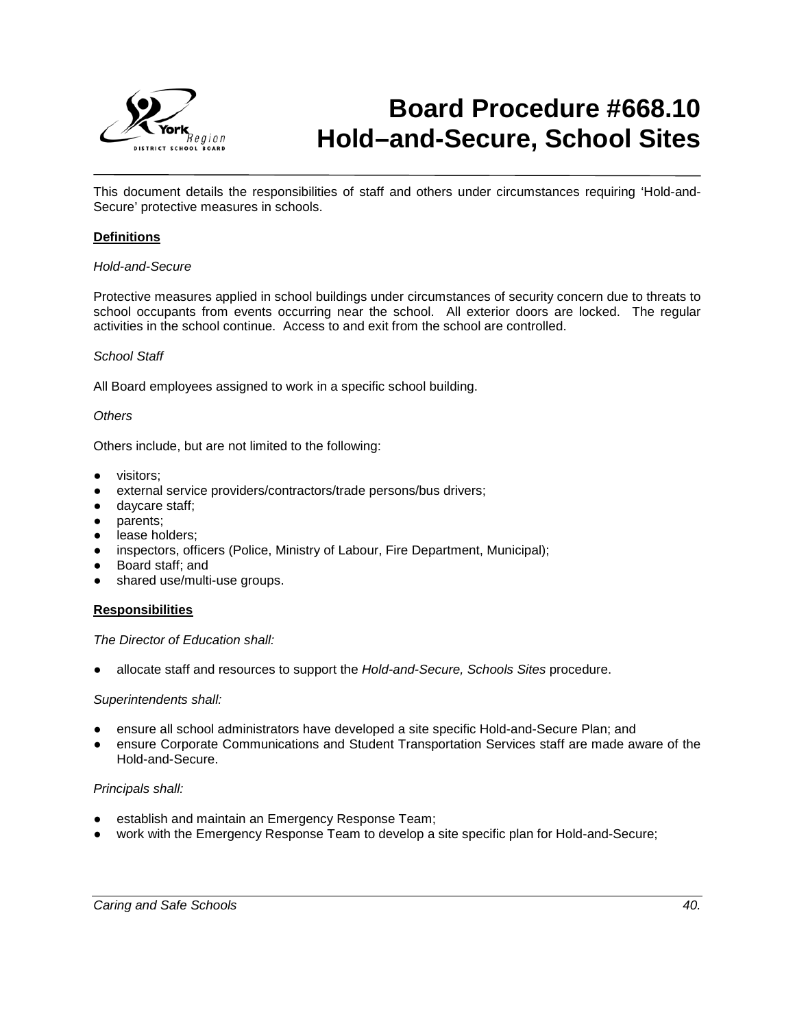# Board Procedure #668.10 Hold–and-Secure, School Sites

This document details the responsibilities of staff and others under circumstances requiring 'Hold-and-Secure' protective measures in schools.

**Definitions**

*Hold-and-Secure*

Protective measures applied in school buildings under circumstances of security concern due to threats to school occupants from events occurring near the school. All exterior doors are locked. The regular activities in the school continue. Access to and exit from the school are controlled.

*School Staff*

All Board employees assigned to work in a specific school building.

*Others*

Others include, but are not limited to the following:

- visitors;
- external service providers/contractors/trade persons/bus drivers;
- daycare staff;
- parents;
- lease holders;
- inspectors, officers (Police, Ministry of Labour, Fire Department, Municipal);
- Board staff; and
- shared use/multi-use groups.

**Responsibilities**

*The Director of Education shall:*

- allocate staff and resources to support the *Hold-and-Secure, Schools Sites* procedure.

*Superintendents shall:*

- ensure all school administrators have developed a site specific Hold-and-Secure Plan; and
- ensure Corporate Communications and Student Transportation Services staff are made aware of the Hold-and-Secure.

*Principals shall:*

- establish and maintain an Emergency Response Team;
- work with the Emergency Response Team to develop a site specific plan for Hold-and-Secure;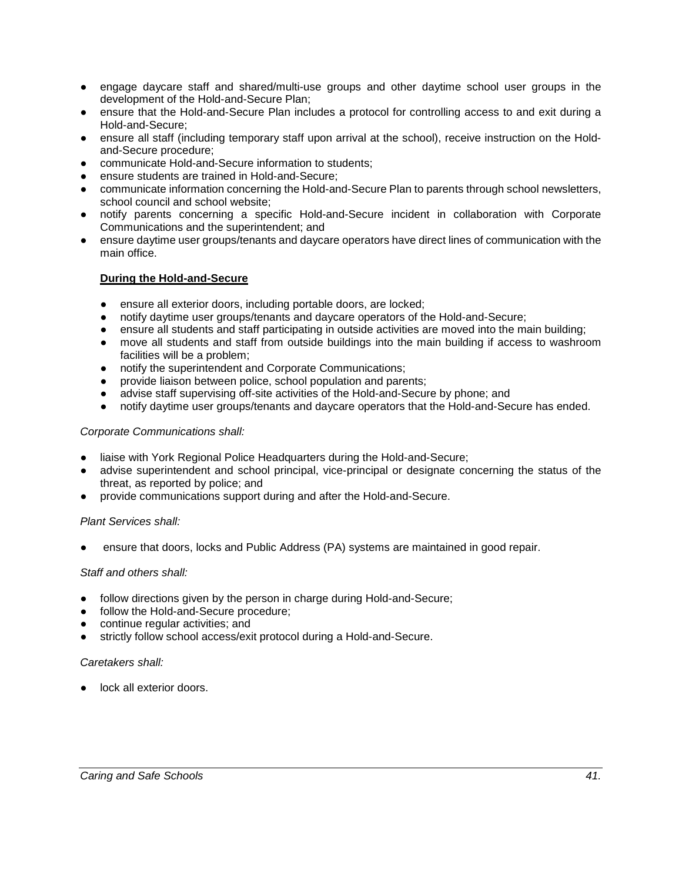- engage daycare staff and shared/multi-use groups and other daytime school user groups in the development of the Hold-and-Secure Plan;
- ensure that the Hold-and-Secure Plan includes a protocol for controlling access to and exit during a Hold-and-Secure;
- ensure all staff (including temporary staff upon arrival at the school), receive instruction on the Hold-and-Secure procedure;
- communicate Hold-and-Secure information to students;
- ensure students are trained in Hold-and-Secure;
- communicate information concerning the Hold-and-Secure Plan to parents through school newsletters, school council and school website;
- notify parents concerning a specific Hold-and-Secure incident in collaboration with Corporate Communications and the superintendent; and
- ensure daytime user groups/tenants and daycare operators have direct lines of communication with the main office.

**<u>During the Hold-and-Secure</u>**

- ensure all exterior doors, including portable doors, are locked;
- notify daytime user groups/tenants and daycare operators of the Hold-and-Secure;
- ensure all students and staff participating in outside activities are moved into the main building;
- move all students and staff from outside buildings into the main building if access to washroom facilities will be a problem;
- notify the superintendent and Corporate Communications;
- provide liaison between police, school population and parents;
- advise staff supervising off-site activities of the Hold-and-Secure by phone; and
- notify daytime user groups/tenants and daycare operators that the Hold-and-Secure has ended.

*Corporate Communications shall:*

- liaise with York Regional Police Headquarters during the Hold-and-Secure;
- advise superintendent and school principal, vice-principal or designate concerning the status of the threat, as reported by police; and
- provide communications support during and after the Hold-and-Secure.

*Plant Services shall:*

- ensure that doors, locks and Public Address (PA) systems are maintained in good repair.

*Staff and others shall:*

- follow directions given by the person in charge during Hold-and-Secure;
- follow the Hold-and-Secure procedure;
- continue regular activities; and
- strictly follow school access/exit protocol during a Hold-and-Secure.

*Caretakers shall:*

- lock all exterior doors.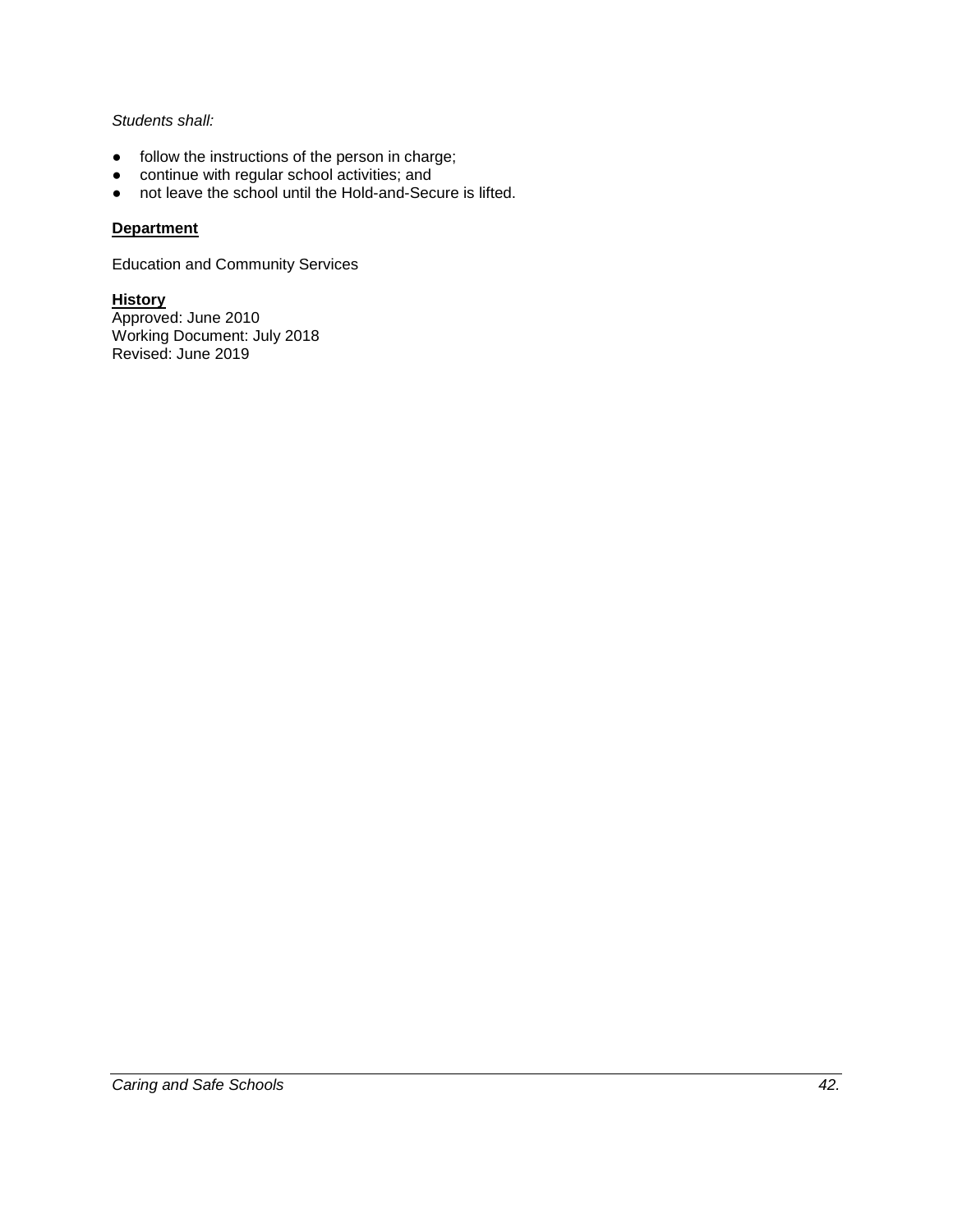*Students shall:*

- follow the instructions of the person in charge;
- continue with regular school activities; and
- not leave the school until the Hold-and-Secure is lifted.

**Department**

Education and Community Services

**History**

Approved: June 2010
Working Document: July 2018
Revised: June 2019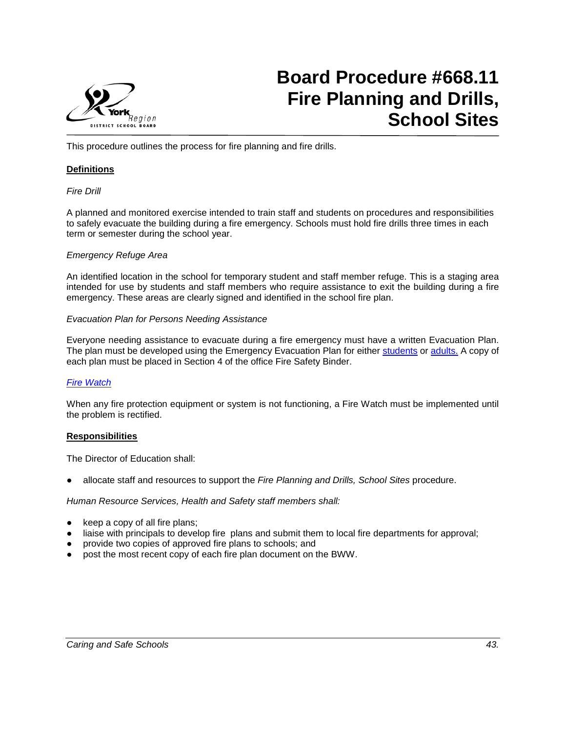# Board Procedure #668.11 Fire Planning and Drills, School Sites

This procedure outlines the process for fire planning and fire drills.

**Definitions**

*Fire Drill*

A planned and monitored exercise intended to train staff and students on procedures and responsibilities to safely evacuate the building during a fire emergency. Schools must hold fire drills three times in each term or semester during the school year.

*Emergency Refuge Area*

An identified location in the school for temporary student and staff member refuge. This is a staging area intended for use by students and staff members who require assistance to exit the building during a fire emergency. These areas are clearly signed and identified in the school fire plan.

*Evacuation Plan for Persons Needing Assistance*

Everyone needing assistance to evacuate during a fire emergency must have a written Evacuation Plan. The plan must be developed using the Emergency Evacuation Plan for either students or adults. A copy of each plan must be placed in Section 4 of the office Fire Safety Binder.

*Fire Watch*

When any fire protection equipment or system is not functioning, a Fire Watch must be implemented until the problem is rectified.

**Responsibilities**

The Director of Education shall:

- allocate staff and resources to support the *Fire Planning and Drills, School Sites* procedure.

*Human Resource Services, Health and Safety staff members shall:*

- keep a copy of all fire plans;
- liaise with principals to develop fire plans and submit them to local fire departments for approval;
- provide two copies of approved fire plans to schools; and
- post the most recent copy of each fire plan document on the BWW.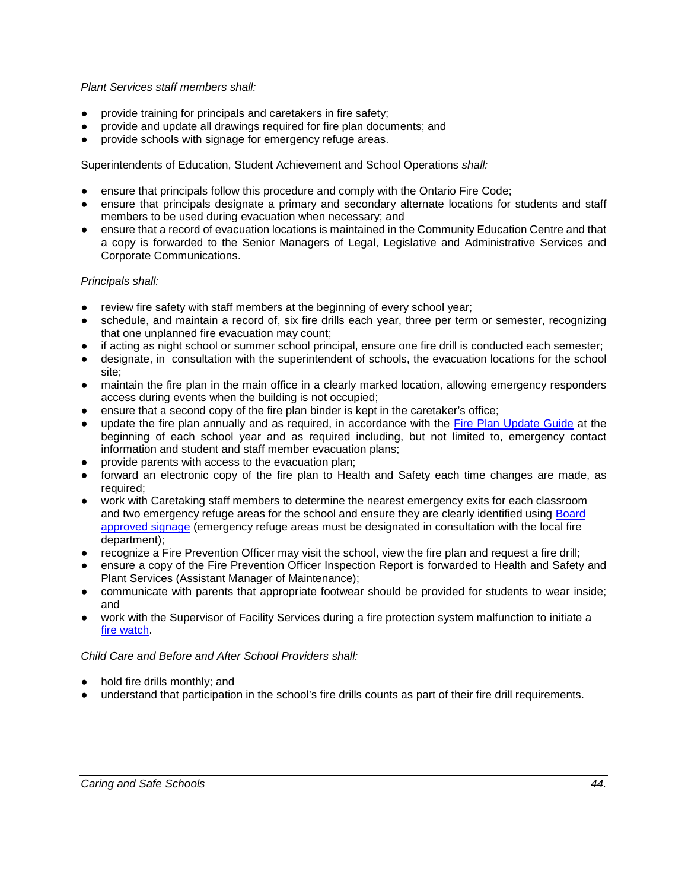*Plant Services staff members shall:*

- provide training for principals and caretakers in fire safety;
- provide and update all drawings required for fire plan documents; and
- provide schools with signage for emergency refuge areas.

Superintendents of Education, Student Achievement and School Operations *shall:*

- ensure that principals follow this procedure and comply with the Ontario Fire Code;
- ensure that principals designate a primary and secondary alternate locations for students and staff members to be used during evacuation when necessary; and
- ensure that a record of evacuation locations is maintained in the Community Education Centre and that a copy is forwarded to the Senior Managers of Legal, Legislative and Administrative Services and Corporate Communications.

*Principals shall:*

- review fire safety with staff members at the beginning of every school year;
- schedule, and maintain a record of, six fire drills each year, three per term or semester, recognizing that one unplanned fire evacuation may count;
- if acting as night school or summer school principal, ensure one fire drill is conducted each semester;
- designate, in consultation with the superintendent of schools, the evacuation locations for the school site;
- maintain the fire plan in the main office in a clearly marked location, allowing emergency responders access during events when the building is not occupied;
- ensure that a second copy of the fire plan binder is kept in the caretaker's office;
- update the fire plan annually and as required, in accordance with the Fire Plan Update Guide at the beginning of each school year and as required including, but not limited to, emergency contact information and student and staff member evacuation plans;
- provide parents with access to the evacuation plan;
- forward an electronic copy of the fire plan to Health and Safety each time changes are made, as required;
- work with Caretaking staff members to determine the nearest emergency exits for each classroom and two emergency refuge areas for the school and ensure they are clearly identified using Board approved signage (emergency refuge areas must be designated in consultation with the local fire department);
- recognize a Fire Prevention Officer may visit the school, view the fire plan and request a fire drill;
- ensure a copy of the Fire Prevention Officer Inspection Report is forwarded to Health and Safety and Plant Services (Assistant Manager of Maintenance);
- communicate with parents that appropriate footwear should be provided for students to wear inside; and
- work with the Supervisor of Facility Services during a fire protection system malfunction to initiate a fire watch.

*Child Care and Before and After School Providers shall:*

- hold fire drills monthly; and
- understand that participation in the school's fire drills counts as part of their fire drill requirements.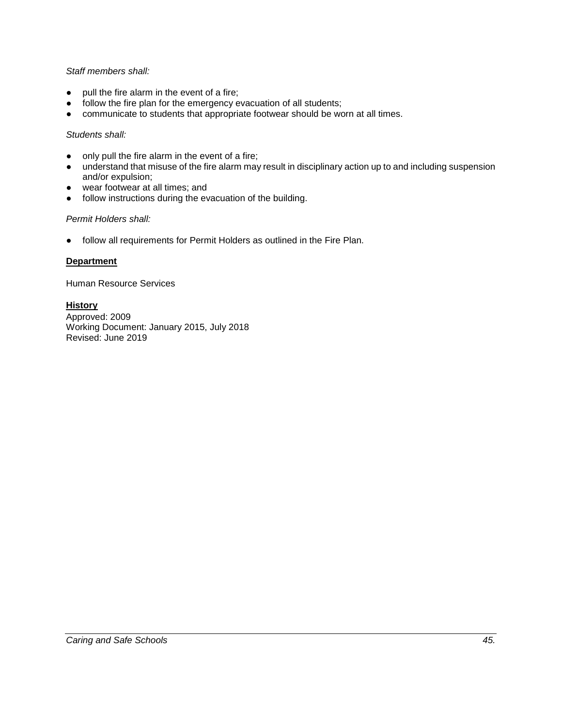*Staff members shall:*

- pull the fire alarm in the event of a fire;
- follow the fire plan for the emergency evacuation of all students;
- communicate to students that appropriate footwear should be worn at all times.

*Students shall:*

- only pull the fire alarm in the event of a fire;
- understand that misuse of the fire alarm may result in disciplinary action up to and including suspension and/or expulsion;
- wear footwear at all times; and
- follow instructions during the evacuation of the building.

*Permit Holders shall:*

- follow all requirements for Permit Holders as outlined in the Fire Plan.

**Department**

Human Resource Services

**History**

Approved: 2009
Working Document: January 2015, July 2018
Revised: June 2019